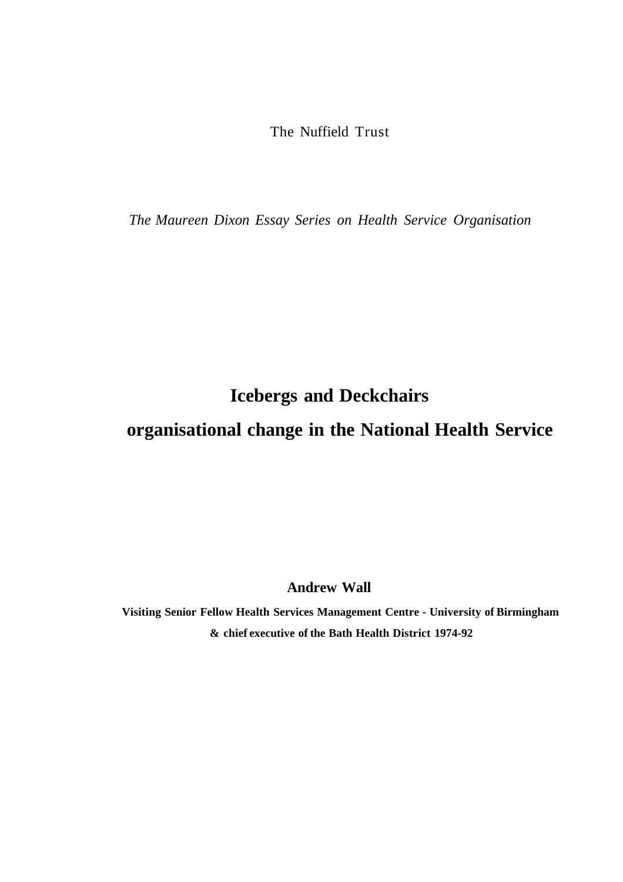The Nuffield Trust

*The Maureen Dixon Essay Series on Health Service Organisation*

# Icebergs and Deckchairs

# organisational change in the National Health Service

**Andrew Wall**

**Visiting Senior Fellow Health Services Management Centre - University of Birmingham**

**& chief executive of the Bath Health District 1974-92**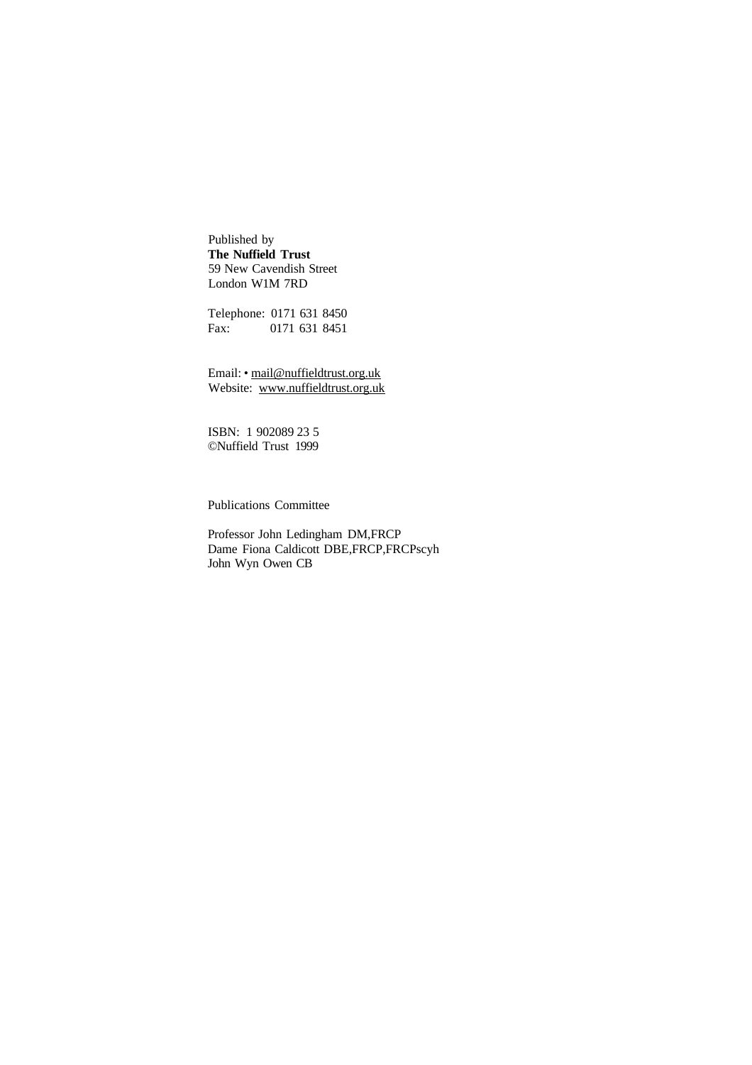Published by
**The Nuffield Trust**
59 New Cavendish Street
London W1M 7RD

Telephone: 0171 631 8450
Fax: 0171 631 8451

Email: • mail@nuffieldtrust.org.uk
Website: www.nuffieldtrust.org.uk

ISBN: 1 902089 23 5
©Nuffield Trust 1999

Publications Committee

Professor John Ledingham DM,FRCP
Dame Fiona Caldicott DBE,FRCP,FRCPscyh
John Wyn Owen CB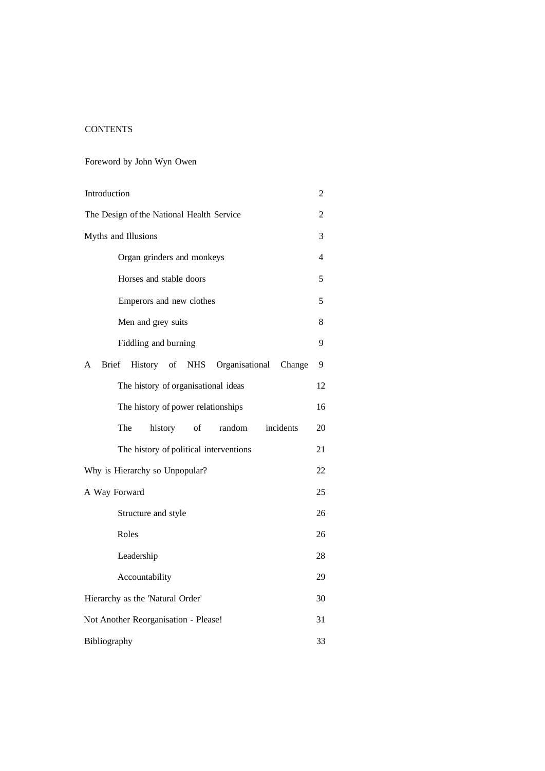# CONTENTS

Foreword by John Wyn Owen

| | |
|---|---|
| Introduction | 2 |
| The Design of the National Health Service | 2 |
| Myths and Illusions | 3 |
| Organ grinders and monkeys | 4 |
| Horses and stable doors | 5 |
| Emperors and new clothes | 5 |
| Men and grey suits | 8 |
| Fiddling and burning | 9 |
| A Brief History of NHS Organisational Change | 9 |
| The history of organisational ideas | 12 |
| The history of power relationships | 16 |
| The history of random incidents | 20 |
| The history of political interventions | 21 |
| Why is Hierarchy so Unpopular? | 22 |
| A Way Forward | 25 |
| Structure and style | 26 |
| Roles | 26 |
| Leadership | 28 |
| Accountability | 29 |
| Hierarchy as the 'Natural Order' | 30 |
| Not Another Reorganisation - Please! | 31 |
| Bibliography | 33 |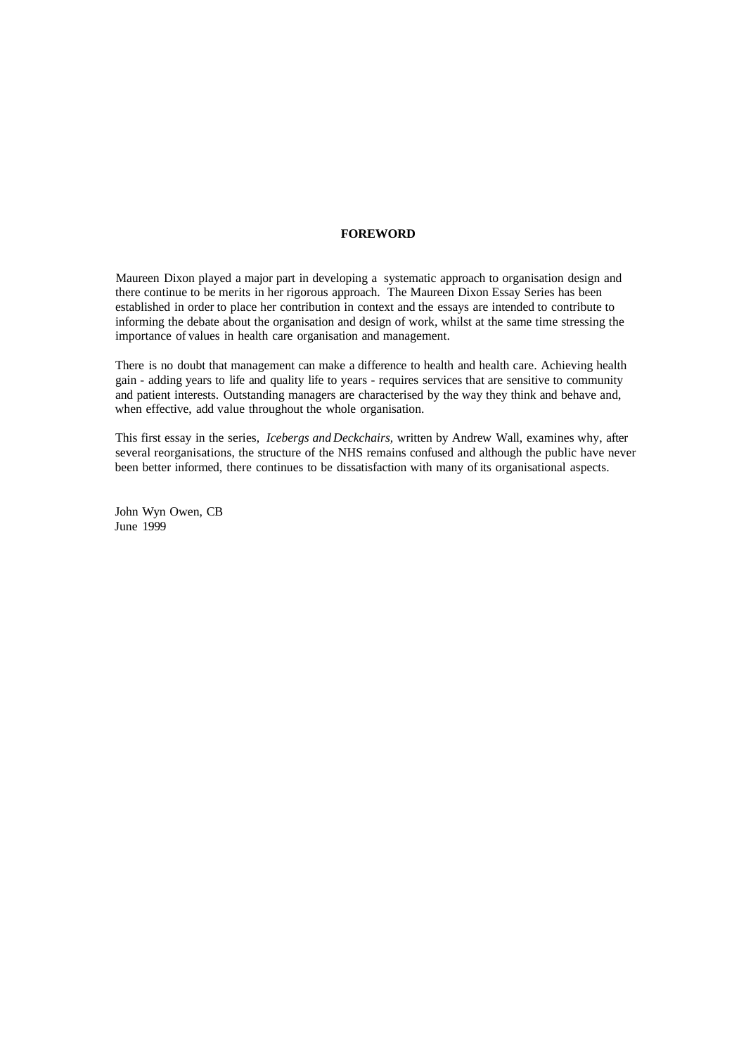## FOREWORD

Maureen Dixon played a major part in developing a systematic approach to organisation design and there continue to be merits in her rigorous approach. The Maureen Dixon Essay Series has been established in order to place her contribution in context and the essays are intended to contribute to informing the debate about the organisation and design of work, whilst at the same time stressing the importance of values in health care organisation and management.

There is no doubt that management can make a difference to health and health care. Achieving health gain - adding years to life and quality life to years - requires services that are sensitive to community and patient interests. Outstanding managers are characterised by the way they think and behave and, when effective, add value throughout the whole organisation.

This first essay in the series, *Icebergs and Deckchairs,* written by Andrew Wall, examines why, after several reorganisations, the structure of the NHS remains confused and although the public have never been better informed, there continues to be dissatisfaction with many of its organisational aspects.

John Wyn Owen, CB
June 1999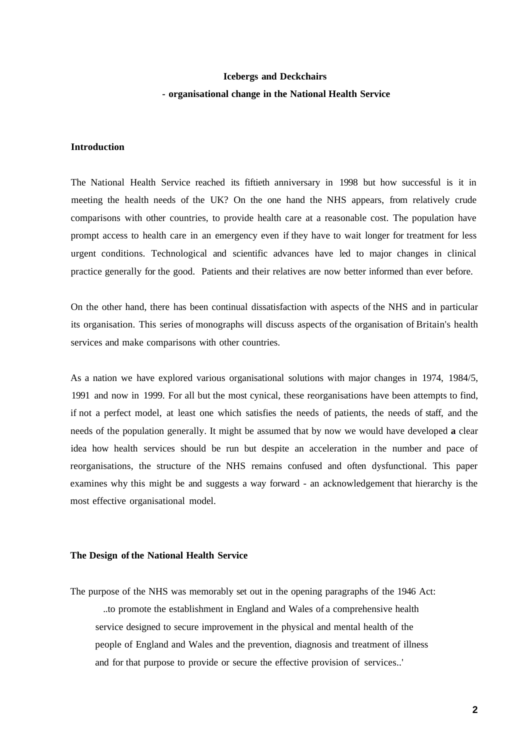# Icebergs and Deckchairs

## - organisational change in the National Health Service

### Introduction

The National Health Service reached its fiftieth anniversary in 1998 but how successful is it in meeting the health needs of the UK? On the one hand the NHS appears, from relatively crude comparisons with other countries, to provide health care at a reasonable cost. The population have prompt access to health care in an emergency even if they have to wait longer for treatment for less urgent conditions. Technological and scientific advances have led to major changes in clinical practice generally for the good. Patients and their relatives are now better informed than ever before.

On the other hand, there has been continual dissatisfaction with aspects of the NHS and in particular its organisation. This series of monographs will discuss aspects of the organisation of Britain's health services and make comparisons with other countries.

As a nation we have explored various organisational solutions with major changes in 1974, 1984/5, 1991 and now in 1999. For all but the most cynical, these reorganisations have been attempts to find, if not a perfect model, at least one which satisfies the needs of patients, the needs of staff, and the needs of the population generally. It might be assumed that by now we would have developed **a** clear idea how health services should be run but despite an acceleration in the number and pace of reorganisations, the structure of the NHS remains confused and often dysfunctional. This paper examines why this might be and suggests a way forward - an acknowledgement that hierarchy is the most effective organisational model.

### The Design of the National Health Service

The purpose of the NHS was memorably set out in the opening paragraphs of the 1946 Act:

> ..to promote the establishment in England and Wales of a comprehensive health service designed to secure improvement in the physical and mental health of the people of England and Wales and the prevention, diagnosis and treatment of illness and for that purpose to provide or secure the effective provision of services..'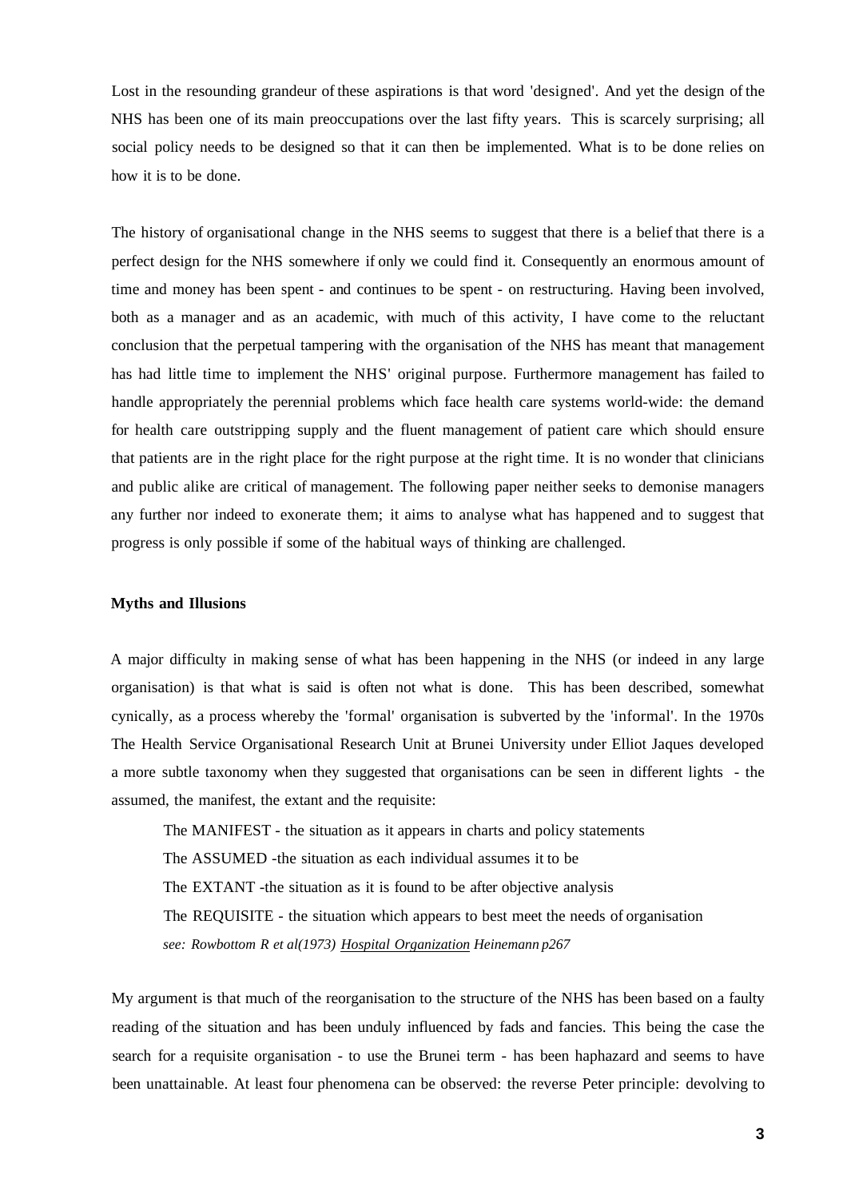Lost in the resounding grandeur of these aspirations is that word 'designed'. And yet the design of the NHS has been one of its main preoccupations over the last fifty years. This is scarcely surprising; all social policy needs to be designed so that it can then be implemented. What is to be done relies on how it is to be done.

The history of organisational change in the NHS seems to suggest that there is a belief that there is a perfect design for the NHS somewhere if only we could find it. Consequently an enormous amount of time and money has been spent - and continues to be spent - on restructuring. Having been involved, both as a manager and as an academic, with much of this activity, I have come to the reluctant conclusion that the perpetual tampering with the organisation of the NHS has meant that management has had little time to implement the NHS' original purpose. Furthermore management has failed to handle appropriately the perennial problems which face health care systems world-wide: the demand for health care outstripping supply and the fluent management of patient care which should ensure that patients are in the right place for the right purpose at the right time. It is no wonder that clinicians and public alike are critical of management. The following paper neither seeks to demonise managers any further nor indeed to exonerate them; it aims to analyse what has happened and to suggest that progress is only possible if some of the habitual ways of thinking are challenged.

**Myths and Illusions**

A major difficulty in making sense of what has been happening in the NHS (or indeed in any large organisation) is that what is said is often not what is done. This has been described, somewhat cynically, as a process whereby the 'formal' organisation is subverted by the 'informal'. In the 1970s The Health Service Organisational Research Unit at Brunei University under Elliot Jaques developed a more subtle taxonomy when they suggested that organisations can be seen in different lights - the assumed, the manifest, the extant and the requisite:

The MANIFEST - the situation as it appears in charts and policy statements

The ASSUMED -the situation as each individual assumes it to be

The EXTANT -the situation as it is found to be after objective analysis

The REQUISITE - the situation which appears to best meet the needs of organisation

*see: Rowbottom R et al(1973) Hospital Organization Heinemann p267*

My argument is that much of the reorganisation to the structure of the NHS has been based on a faulty reading of the situation and has been unduly influenced by fads and fancies. This being the case the search for a requisite organisation - to use the Brunei term - has been haphazard and seems to have been unattainable. At least four phenomena can be observed: the reverse Peter principle: devolving to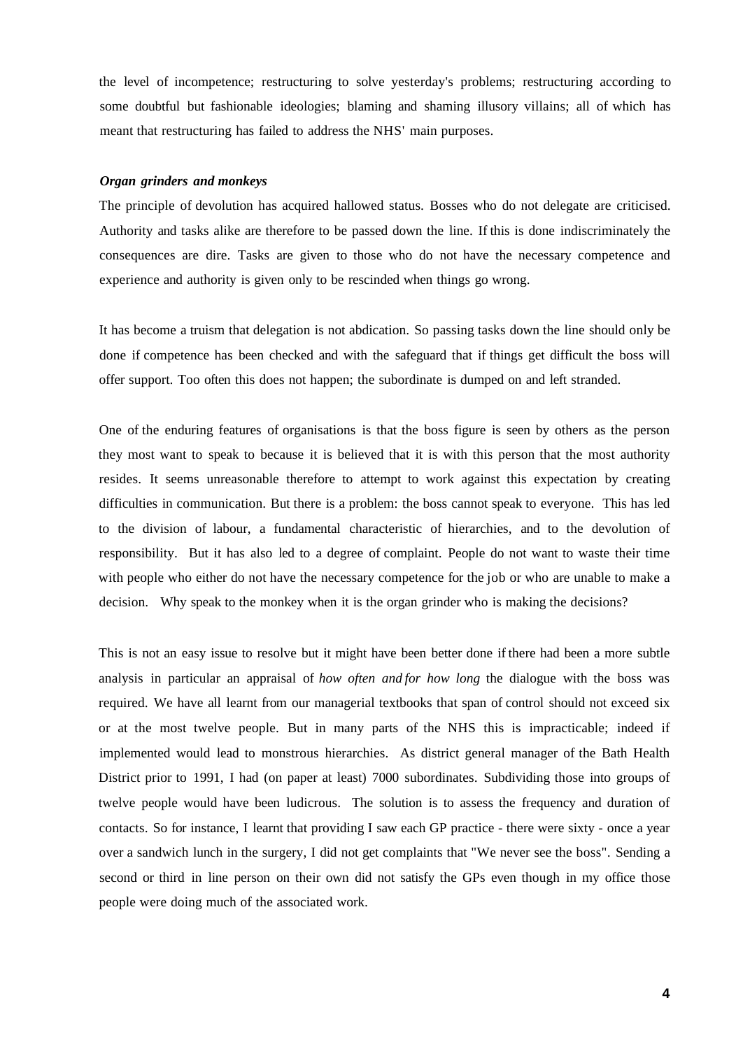the level of incompetence; restructuring to solve yesterday's problems; restructuring according to some doubtful but fashionable ideologies; blaming and shaming illusory villains; all of which has meant that restructuring has failed to address the NHS' main purposes.

***Organ grinders and monkeys***

The principle of devolution has acquired hallowed status. Bosses who do not delegate are criticised. Authority and tasks alike are therefore to be passed down the line. If this is done indiscriminately the consequences are dire. Tasks are given to those who do not have the necessary competence and experience and authority is given only to be rescinded when things go wrong.

It has become a truism that delegation is not abdication. So passing tasks down the line should only be done if competence has been checked and with the safeguard that if things get difficult the boss will offer support. Too often this does not happen; the subordinate is dumped on and left stranded.

One of the enduring features of organisations is that the boss figure is seen by others as the person they most want to speak to because it is believed that it is with this person that the most authority resides. It seems unreasonable therefore to attempt to work against this expectation by creating difficulties in communication. But there is a problem: the boss cannot speak to everyone. This has led to the division of labour, a fundamental characteristic of hierarchies, and to the devolution of responsibility. But it has also led to a degree of complaint. People do not want to waste their time with people who either do not have the necessary competence for the job or who are unable to make a decision. Why speak to the monkey when it is the organ grinder who is making the decisions?

This is not an easy issue to resolve but it might have been better done if there had been a more subtle analysis in particular an appraisal of *how often and for how long* the dialogue with the boss was required. We have all learnt from our managerial textbooks that span of control should not exceed six or at the most twelve people. But in many parts of the NHS this is impracticable; indeed if implemented would lead to monstrous hierarchies. As district general manager of the Bath Health District prior to 1991, I had (on paper at least) 7000 subordinates. Subdividing those into groups of twelve people would have been ludicrous. The solution is to assess the frequency and duration of contacts. So for instance, I learnt that providing I saw each GP practice - there were sixty - once a year over a sandwich lunch in the surgery, I did not get complaints that "We never see the boss". Sending a second or third in line person on their own did not satisfy the GPs even though in my office those people were doing much of the associated work.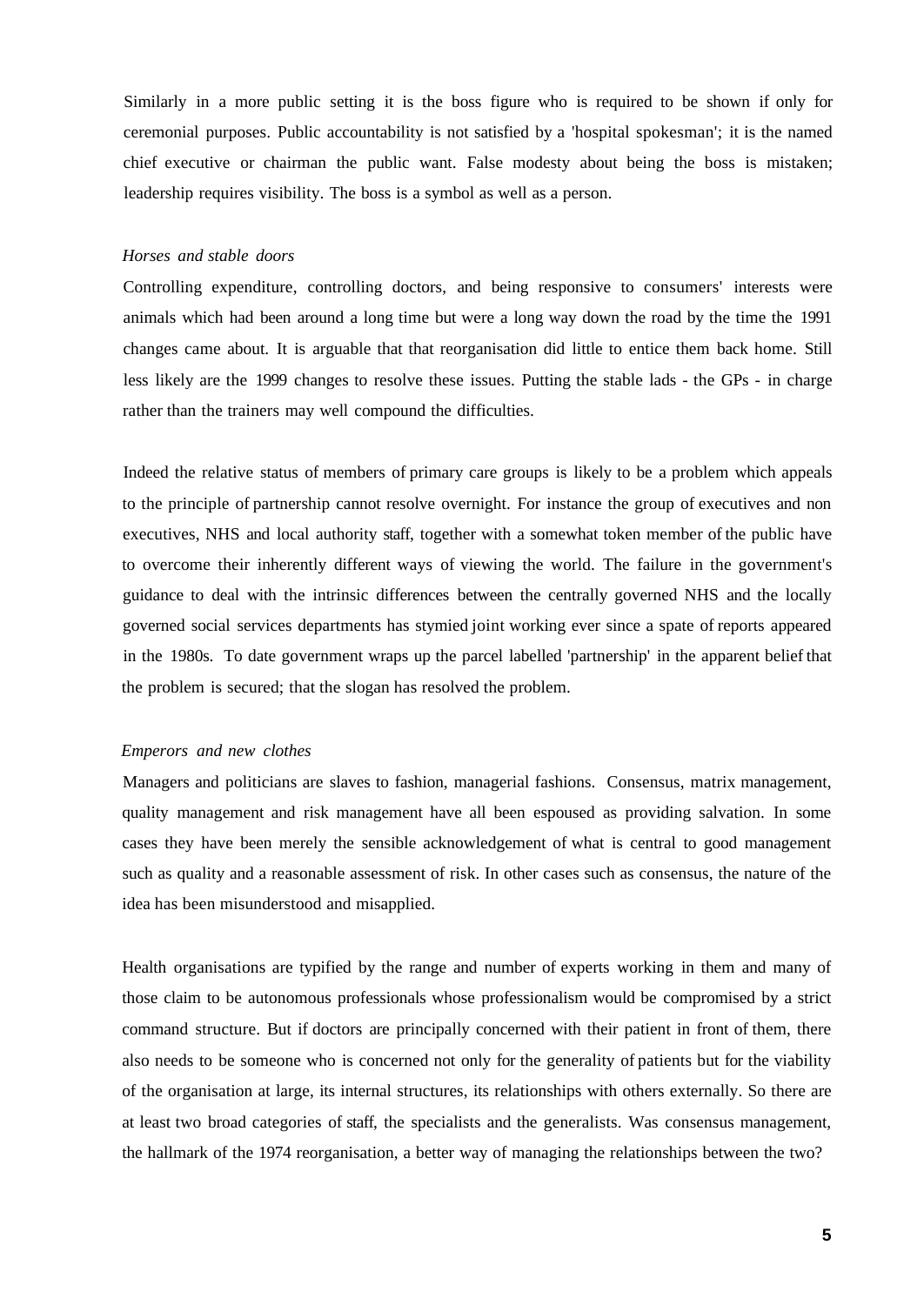Similarly in a more public setting it is the boss figure who is required to be shown if only for ceremonial purposes. Public accountability is not satisfied by a 'hospital spokesman'; it is the named chief executive or chairman the public want. False modesty about being the boss is mistaken; leadership requires visibility. The boss is a symbol as well as a person.

### *Horses and stable doors*

Controlling expenditure, controlling doctors, and being responsive to consumers' interests were animals which had been around a long time but were a long way down the road by the time the 1991 changes came about. It is arguable that that reorganisation did little to entice them back home. Still less likely are the 1999 changes to resolve these issues. Putting the stable lads - the GPs - in charge rather than the trainers may well compound the difficulties.

Indeed the relative status of members of primary care groups is likely to be a problem which appeals to the principle of partnership cannot resolve overnight. For instance the group of executives and non executives, NHS and local authority staff, together with a somewhat token member of the public have to overcome their inherently different ways of viewing the world. The failure in the government's guidance to deal with the intrinsic differences between the centrally governed NHS and the locally governed social services departments has stymied joint working ever since a spate of reports appeared in the 1980s. To date government wraps up the parcel labelled 'partnership' in the apparent belief that the problem is secured; that the slogan has resolved the problem.

### *Emperors and new clothes*

Managers and politicians are slaves to fashion, managerial fashions. Consensus, matrix management, quality management and risk management have all been espoused as providing salvation. In some cases they have been merely the sensible acknowledgement of what is central to good management such as quality and a reasonable assessment of risk. In other cases such as consensus, the nature of the idea has been misunderstood and misapplied.

Health organisations are typified by the range and number of experts working in them and many of those claim to be autonomous professionals whose professionalism would be compromised by a strict command structure. But if doctors are principally concerned with their patient in front of them, there also needs to be someone who is concerned not only for the generality of patients but for the viability of the organisation at large, its internal structures, its relationships with others externally. So there are at least two broad categories of staff, the specialists and the generalists. Was consensus management, the hallmark of the 1974 reorganisation, a better way of managing the relationships between the two?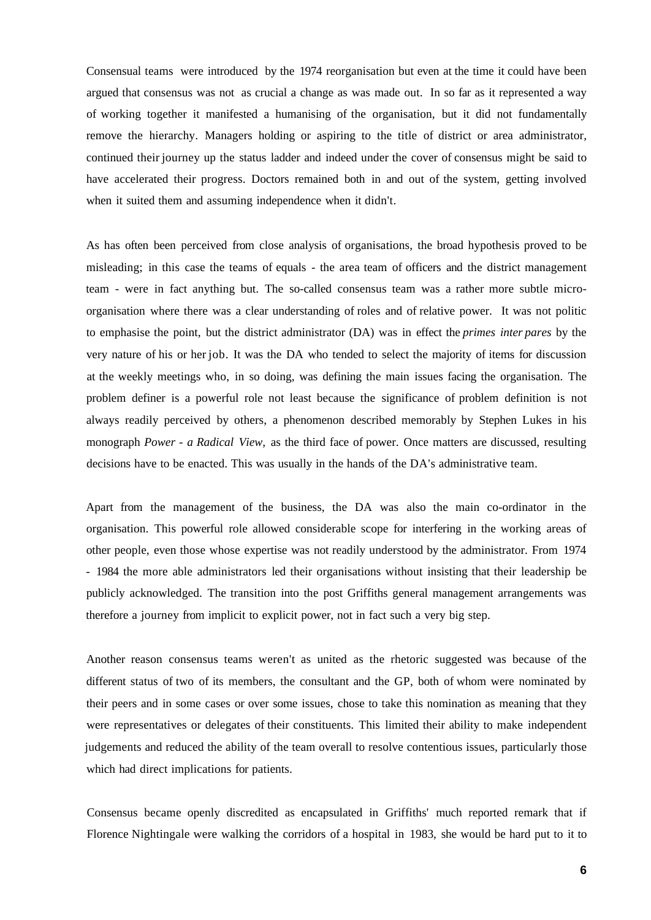Consensual teams were introduced by the 1974 reorganisation but even at the time it could have been argued that consensus was not as crucial a change as was made out. In so far as it represented a way of working together it manifested a humanising of the organisation, but it did not fundamentally remove the hierarchy. Managers holding or aspiring to the title of district or area administrator, continued their journey up the status ladder and indeed under the cover of consensus might be said to have accelerated their progress. Doctors remained both in and out of the system, getting involved when it suited them and assuming independence when it didn't.

As has often been perceived from close analysis of organisations, the broad hypothesis proved to be misleading; in this case the teams of equals - the area team of officers and the district management team - were in fact anything but. The so-called consensus team was a rather more subtle micro-organisation where there was a clear understanding of roles and of relative power. It was not politic to emphasise the point, but the district administrator (DA) was in effect the *primes inter pares* by the very nature of his or her job. It was the DA who tended to select the majority of items for discussion at the weekly meetings who, in so doing, was defining the main issues facing the organisation. The problem definer is a powerful role not least because the significance of problem definition is not always readily perceived by others, a phenomenon described memorably by Stephen Lukes in his monograph *Power - a Radical View,* as the third face of power. Once matters are discussed, resulting decisions have to be enacted. This was usually in the hands of the DA's administrative team.

Apart from the management of the business, the DA was also the main co-ordinator in the organisation. This powerful role allowed considerable scope for interfering in the working areas of other people, even those whose expertise was not readily understood by the administrator. From 1974 - 1984 the more able administrators led their organisations without insisting that their leadership be publicly acknowledged. The transition into the post Griffiths general management arrangements was therefore a journey from implicit to explicit power, not in fact such a very big step.

Another reason consensus teams weren't as united as the rhetoric suggested was because of the different status of two of its members, the consultant and the GP, both of whom were nominated by their peers and in some cases or over some issues, chose to take this nomination as meaning that they were representatives or delegates of their constituents. This limited their ability to make independent judgements and reduced the ability of the team overall to resolve contentious issues, particularly those which had direct implications for patients.

Consensus became openly discredited as encapsulated in Griffiths' much reported remark that if Florence Nightingale were walking the corridors of a hospital in 1983, she would be hard put to it to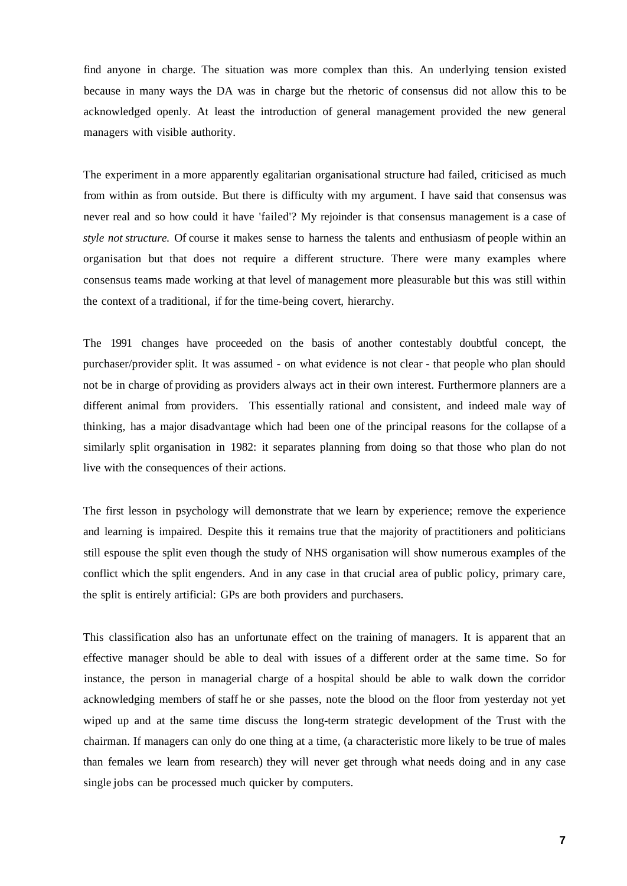find anyone in charge. The situation was more complex than this. An underlying tension existed because in many ways the DA was in charge but the rhetoric of consensus did not allow this to be acknowledged openly. At least the introduction of general management provided the new general managers with visible authority.

The experiment in a more apparently egalitarian organisational structure had failed, criticised as much from within as from outside. But there is difficulty with my argument. I have said that consensus was never real and so how could it have 'failed'? My rejoinder is that consensus management is a case of *style not structure.* Of course it makes sense to harness the talents and enthusiasm of people within an organisation but that does not require a different structure. There were many examples where consensus teams made working at that level of management more pleasurable but this was still within the context of a traditional, if for the time-being covert, hierarchy.

The 1991 changes have proceeded on the basis of another contestably doubtful concept, the purchaser/provider split. It was assumed - on what evidence is not clear - that people who plan should not be in charge of providing as providers always act in their own interest. Furthermore planners are a different animal from providers. This essentially rational and consistent, and indeed male way of thinking, has a major disadvantage which had been one of the principal reasons for the collapse of a similarly split organisation in 1982: it separates planning from doing so that those who plan do not live with the consequences of their actions.

The first lesson in psychology will demonstrate that we learn by experience; remove the experience and learning is impaired. Despite this it remains true that the majority of practitioners and politicians still espouse the split even though the study of NHS organisation will show numerous examples of the conflict which the split engenders. And in any case in that crucial area of public policy, primary care, the split is entirely artificial: GPs are both providers and purchasers.

This classification also has an unfortunate effect on the training of managers. It is apparent that an effective manager should be able to deal with issues of a different order at the same time. So for instance, the person in managerial charge of a hospital should be able to walk down the corridor acknowledging members of staff he or she passes, note the blood on the floor from yesterday not yet wiped up and at the same time discuss the long-term strategic development of the Trust with the chairman. If managers can only do one thing at a time, (a characteristic more likely to be true of males than females we learn from research) they will never get through what needs doing and in any case single jobs can be processed much quicker by computers.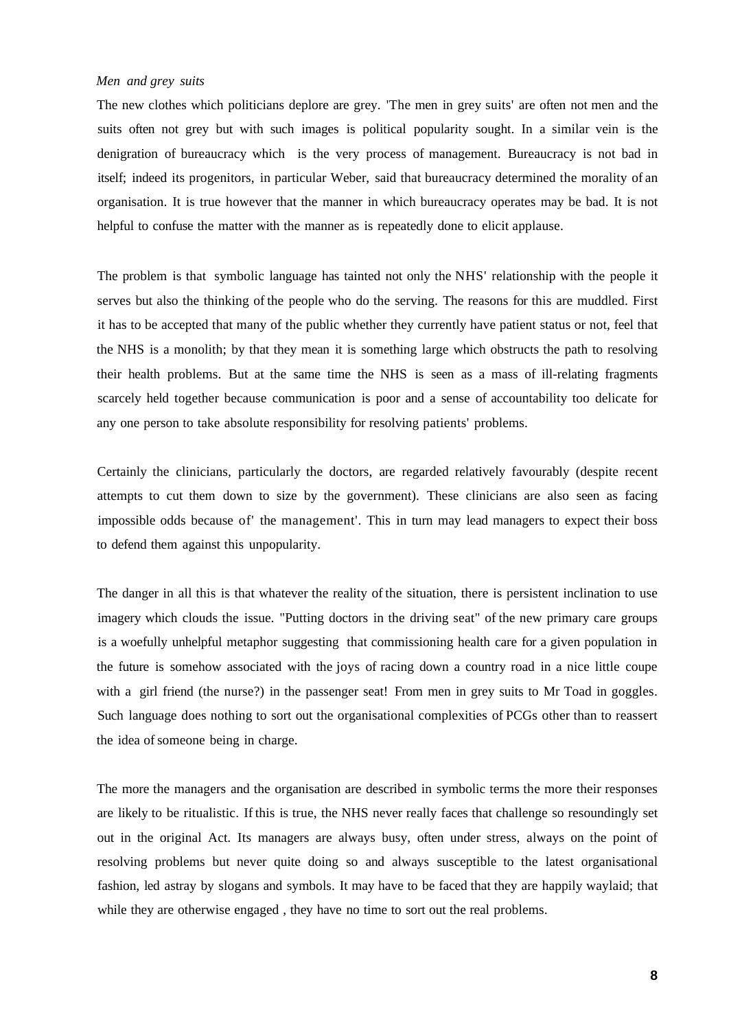*Men and grey suits*

The new clothes which politicians deplore are grey. 'The men in grey suits' are often not men and the suits often not grey but with such images is political popularity sought. In a similar vein is the denigration of bureaucracy which is the very process of management. Bureaucracy is not bad in itself; indeed its progenitors, in particular Weber, said that bureaucracy determined the morality of an organisation. It is true however that the manner in which bureaucracy operates may be bad. It is not helpful to confuse the matter with the manner as is repeatedly done to elicit applause.

The problem is that symbolic language has tainted not only the NHS' relationship with the people it serves but also the thinking of the people who do the serving. The reasons for this are muddled. First it has to be accepted that many of the public whether they currently have patient status or not, feel that the NHS is a monolith; by that they mean it is something large which obstructs the path to resolving their health problems. But at the same time the NHS is seen as a mass of ill-relating fragments scarcely held together because communication is poor and a sense of accountability too delicate for any one person to take absolute responsibility for resolving patients' problems.

Certainly the clinicians, particularly the doctors, are regarded relatively favourably (despite recent attempts to cut them down to size by the government). These clinicians are also seen as facing impossible odds because of' the management'. This in turn may lead managers to expect their boss to defend them against this unpopularity.

The danger in all this is that whatever the reality of the situation, there is persistent inclination to use imagery which clouds the issue. "Putting doctors in the driving seat" of the new primary care groups is a woefully unhelpful metaphor suggesting that commissioning health care for a given population in the future is somehow associated with the joys of racing down a country road in a nice little coupe with a girl friend (the nurse?) in the passenger seat! From men in grey suits to Mr Toad in goggles. Such language does nothing to sort out the organisational complexities of PCGs other than to reassert the idea of someone being in charge.

The more the managers and the organisation are described in symbolic terms the more their responses are likely to be ritualistic. If this is true, the NHS never really faces that challenge so resoundingly set out in the original Act. Its managers are always busy, often under stress, always on the point of resolving problems but never quite doing so and always susceptible to the latest organisational fashion, led astray by slogans and symbols. It may have to be faced that they are happily waylaid; that while they are otherwise engaged , they have no time to sort out the real problems.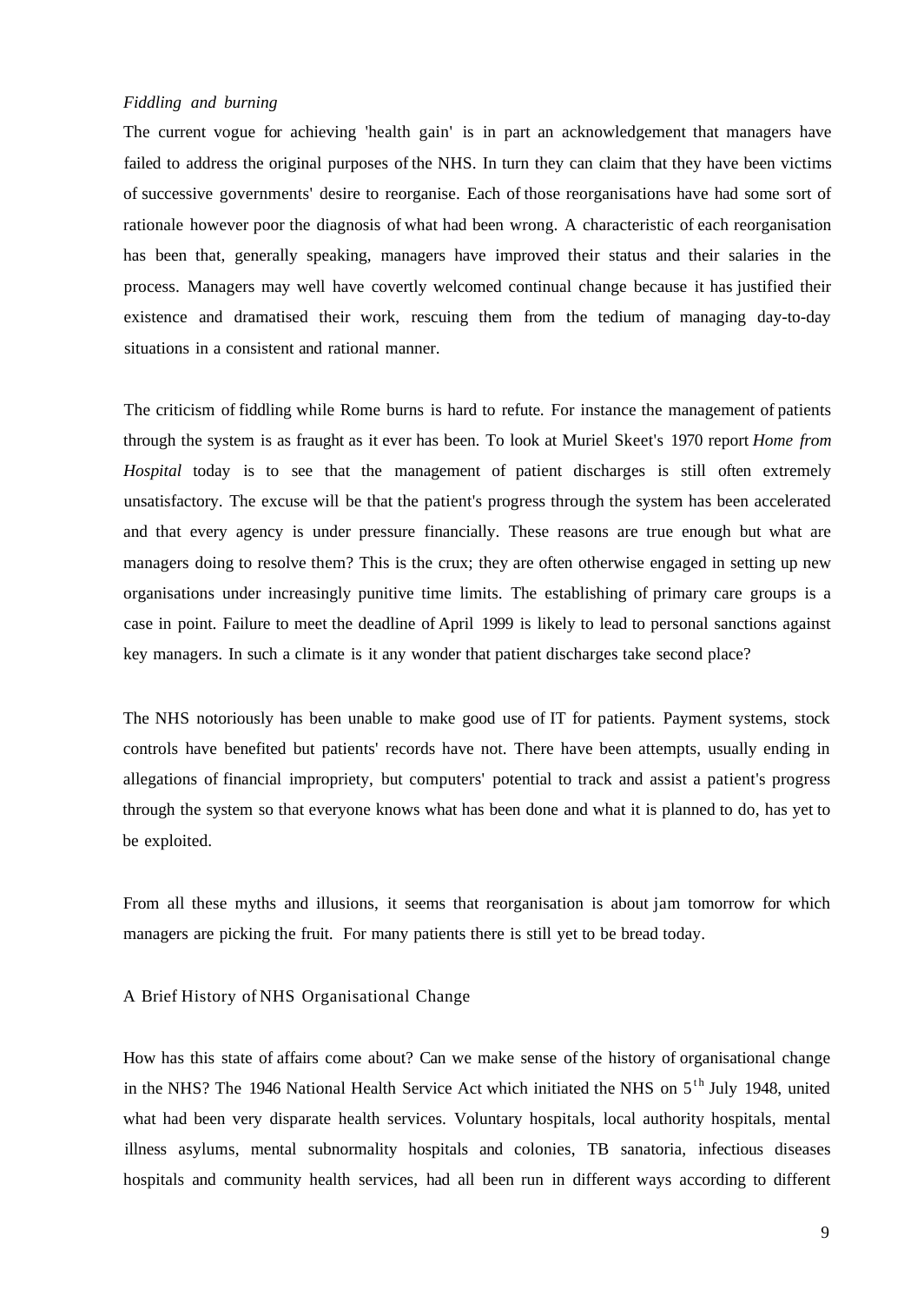*Fiddling and burning*

The current vogue for achieving 'health gain' is in part an acknowledgement that managers have failed to address the original purposes of the NHS. In turn they can claim that they have been victims of successive governments' desire to reorganise. Each of those reorganisations have had some sort of rationale however poor the diagnosis of what had been wrong. A characteristic of each reorganisation has been that, generally speaking, managers have improved their status and their salaries in the process. Managers may well have covertly welcomed continual change because it has justified their existence and dramatised their work, rescuing them from the tedium of managing day-to-day situations in a consistent and rational manner.

The criticism of fiddling while Rome burns is hard to refute. For instance the management of patients through the system is as fraught as it ever has been. To look at Muriel Skeet's 1970 report *Home from Hospital* today is to see that the management of patient discharges is still often extremely unsatisfactory. The excuse will be that the patient's progress through the system has been accelerated and that every agency is under pressure financially. These reasons are true enough but what are managers doing to resolve them? This is the crux; they are often otherwise engaged in setting up new organisations under increasingly punitive time limits. The establishing of primary care groups is a case in point. Failure to meet the deadline of April 1999 is likely to lead to personal sanctions against key managers. In such a climate is it any wonder that patient discharges take second place?

The NHS notoriously has been unable to make good use of IT for patients. Payment systems, stock controls have benefited but patients' records have not. There have been attempts, usually ending in allegations of financial impropriety, but computers' potential to track and assist a patient's progress through the system so that everyone knows what has been done and what it is planned to do, has yet to be exploited.

From all these myths and illusions, it seems that reorganisation is about jam tomorrow for which managers are picking the fruit. For many patients there is still yet to be bread today.

## A Brief History of NHS Organisational Change

How has this state of affairs come about? Can we make sense of the history of organisational change in the NHS? The 1946 National Health Service Act which initiated the NHS on 5th July 1948, united what had been very disparate health services. Voluntary hospitals, local authority hospitals, mental illness asylums, mental subnormality hospitals and colonies, TB sanatoria, infectious diseases hospitals and community health services, had all been run in different ways according to different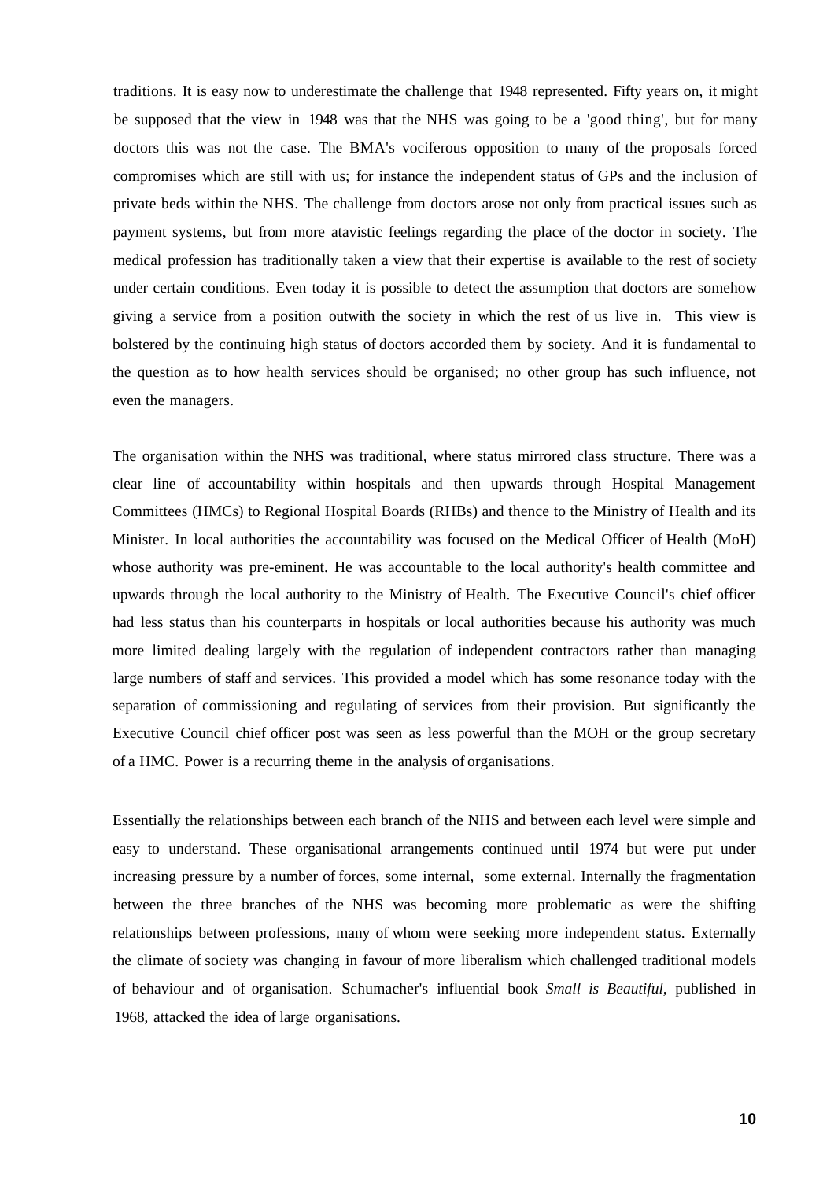traditions. It is easy now to underestimate the challenge that 1948 represented. Fifty years on, it might be supposed that the view in 1948 was that the NHS was going to be a 'good thing', but for many doctors this was not the case. The BMA's vociferous opposition to many of the proposals forced compromises which are still with us; for instance the independent status of GPs and the inclusion of private beds within the NHS. The challenge from doctors arose not only from practical issues such as payment systems, but from more atavistic feelings regarding the place of the doctor in society. The medical profession has traditionally taken a view that their expertise is available to the rest of society under certain conditions. Even today it is possible to detect the assumption that doctors are somehow giving a service from a position outwith the society in which the rest of us live in. This view is bolstered by the continuing high status of doctors accorded them by society. And it is fundamental to the question as to how health services should be organised; no other group has such influence, not even the managers.

The organisation within the NHS was traditional, where status mirrored class structure. There was a clear line of accountability within hospitals and then upwards through Hospital Management Committees (HMCs) to Regional Hospital Boards (RHBs) and thence to the Ministry of Health and its Minister. In local authorities the accountability was focused on the Medical Officer of Health (MoH) whose authority was pre-eminent. He was accountable to the local authority's health committee and upwards through the local authority to the Ministry of Health. The Executive Council's chief officer had less status than his counterparts in hospitals or local authorities because his authority was much more limited dealing largely with the regulation of independent contractors rather than managing large numbers of staff and services. This provided a model which has some resonance today with the separation of commissioning and regulating of services from their provision. But significantly the Executive Council chief officer post was seen as less powerful than the MOH or the group secretary of a HMC. Power is a recurring theme in the analysis of organisations.

Essentially the relationships between each branch of the NHS and between each level were simple and easy to understand. These organisational arrangements continued until 1974 but were put under increasing pressure by a number of forces, some internal, some external. Internally the fragmentation between the three branches of the NHS was becoming more problematic as were the shifting relationships between professions, many of whom were seeking more independent status. Externally the climate of society was changing in favour of more liberalism which challenged traditional models of behaviour and of organisation. Schumacher's influential book *Small is Beautiful,* published in 1968, attacked the idea of large organisations.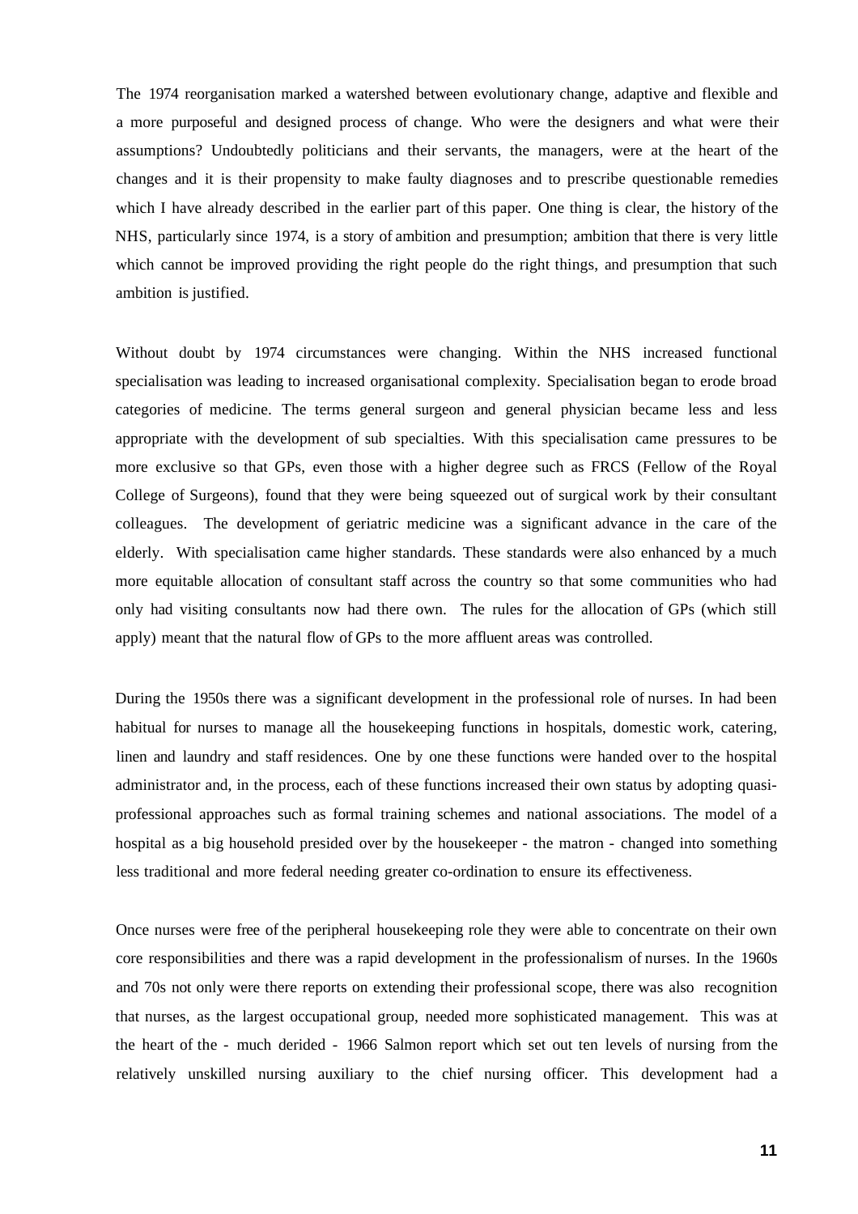The 1974 reorganisation marked a watershed between evolutionary change, adaptive and flexible and a more purposeful and designed process of change. Who were the designers and what were their assumptions? Undoubtedly politicians and their servants, the managers, were at the heart of the changes and it is their propensity to make faulty diagnoses and to prescribe questionable remedies which I have already described in the earlier part of this paper. One thing is clear, the history of the NHS, particularly since 1974, is a story of ambition and presumption; ambition that there is very little which cannot be improved providing the right people do the right things, and presumption that such ambition is justified.

Without doubt by 1974 circumstances were changing. Within the NHS increased functional specialisation was leading to increased organisational complexity. Specialisation began to erode broad categories of medicine. The terms general surgeon and general physician became less and less appropriate with the development of sub specialties. With this specialisation came pressures to be more exclusive so that GPs, even those with a higher degree such as FRCS (Fellow of the Royal College of Surgeons), found that they were being squeezed out of surgical work by their consultant colleagues. The development of geriatric medicine was a significant advance in the care of the elderly. With specialisation came higher standards. These standards were also enhanced by a much more equitable allocation of consultant staff across the country so that some communities who had only had visiting consultants now had there own. The rules for the allocation of GPs (which still apply) meant that the natural flow of GPs to the more affluent areas was controlled.

During the 1950s there was a significant development in the professional role of nurses. In had been habitual for nurses to manage all the housekeeping functions in hospitals, domestic work, catering, linen and laundry and staff residences. One by one these functions were handed over to the hospital administrator and, in the process, each of these functions increased their own status by adopting quasi-professional approaches such as formal training schemes and national associations. The model of a hospital as a big household presided over by the housekeeper - the matron - changed into something less traditional and more federal needing greater co-ordination to ensure its effectiveness.

Once nurses were free of the peripheral housekeeping role they were able to concentrate on their own core responsibilities and there was a rapid development in the professionalism of nurses. In the 1960s and 70s not only were there reports on extending their professional scope, there was also recognition that nurses, as the largest occupational group, needed more sophisticated management. This was at the heart of the - much derided - 1966 Salmon report which set out ten levels of nursing from the relatively unskilled nursing auxiliary to the chief nursing officer. This development had a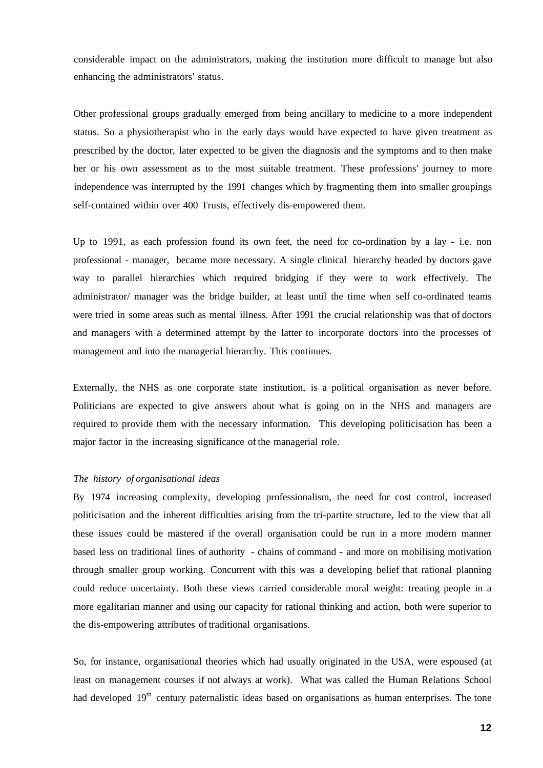considerable impact on the administrators, making the institution more difficult to manage but also enhancing the administrators' status.

Other professional groups gradually emerged from being ancillary to medicine to a more independent status. So a physiotherapist who in the early days would have expected to have given treatment as prescribed by the doctor, later expected to be given the diagnosis and the symptoms and to then make her or his own assessment as to the most suitable treatment. These professions' journey to more independence was interrupted by the 1991 changes which by fragmenting them into smaller groupings self-contained within over 400 Trusts, effectively dis-empowered them.

Up to 1991, as each profession found its own feet, the need for co-ordination by a lay - i.e. non professional - manager, became more necessary. A single clinical hierarchy headed by doctors gave way to parallel hierarchies which required bridging if they were to work effectively. The administrator/ manager was the bridge builder, at least until the time when self co-ordinated teams were tried in some areas such as mental illness. After 1991 the crucial relationship was that of doctors and managers with a determined attempt by the latter to incorporate doctors into the processes of management and into the managerial hierarchy. This continues.

Externally, the NHS as one corporate state institution, is a political organisation as never before. Politicians are expected to give answers about what is going on in the NHS and managers are required to provide them with the necessary information. This developing politicisation has been a major factor in the increasing significance of the managerial role.

*The history of organisational ideas*

By 1974 increasing complexity, developing professionalism, the need for cost control, increased politicisation and the inherent difficulties arising from the tri-partite structure, led to the view that all these issues could be mastered if the overall organisation could be run in a more modern manner based less on traditional lines of authority - chains of command - and more on mobilising motivation through smaller group working. Concurrent with this was a developing belief that rational planning could reduce uncertainty. Both these views carried considerable moral weight: treating people in a more egalitarian manner and using our capacity for rational thinking and action, both were superior to the dis-empowering attributes of traditional organisations.

So, for instance, organisational theories which had usually originated in the USA, were espoused (at least on management courses if not always at work). What was called the Human Relations School had developed 19th century paternalistic ideas based on organisations as human enterprises. The tone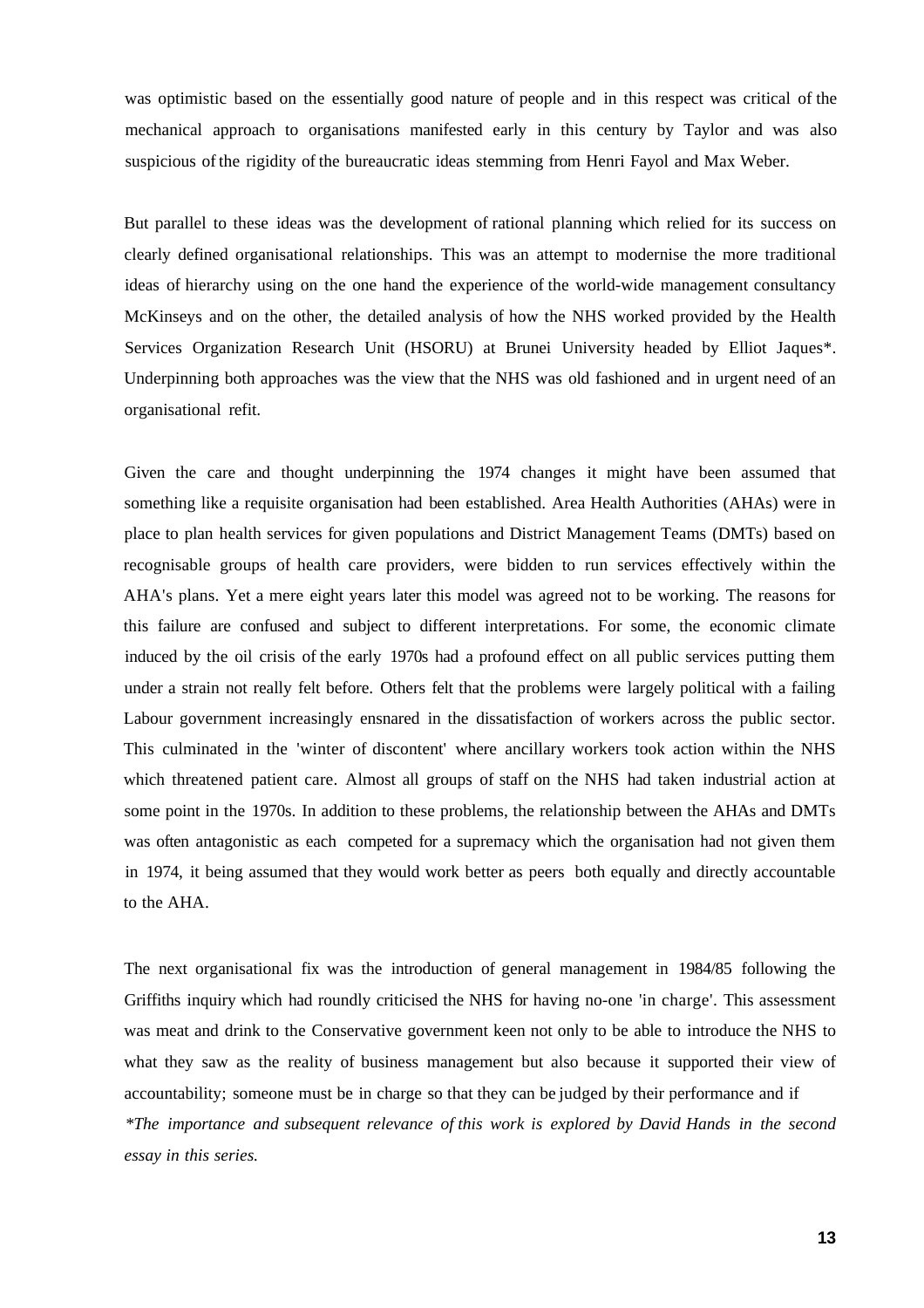was optimistic based on the essentially good nature of people and in this respect was critical of the mechanical approach to organisations manifested early in this century by Taylor and was also suspicious of the rigidity of the bureaucratic ideas stemming from Henri Fayol and Max Weber.

But parallel to these ideas was the development of rational planning which relied for its success on clearly defined organisational relationships. This was an attempt to modernise the more traditional ideas of hierarchy using on the one hand the experience of the world-wide management consultancy McKinseys and on the other, the detailed analysis of how the NHS worked provided by the Health Services Organization Research Unit (HSORU) at Brunei University headed by Elliot Jaques*. Underpinning both approaches was the view that the NHS was old fashioned and in urgent need of an organisational refit.

Given the care and thought underpinning the 1974 changes it might have been assumed that something like a requisite organisation had been established. Area Health Authorities (AHAs) were in place to plan health services for given populations and District Management Teams (DMTs) based on recognisable groups of health care providers, were bidden to run services effectively within the AHA's plans. Yet a mere eight years later this model was agreed not to be working. The reasons for this failure are confused and subject to different interpretations. For some, the economic climate induced by the oil crisis of the early 1970s had a profound effect on all public services putting them under a strain not really felt before. Others felt that the problems were largely political with a failing Labour government increasingly ensnared in the dissatisfaction of workers across the public sector. This culminated in the 'winter of discontent' where ancillary workers took action within the NHS which threatened patient care. Almost all groups of staff on the NHS had taken industrial action at some point in the 1970s. In addition to these problems, the relationship between the AHAs and DMTs was often antagonistic as each competed for a supremacy which the organisation had not given them in 1974, it being assumed that they would work better as peers both equally and directly accountable to the AHA.

The next organisational fix was the introduction of general management in 1984/85 following the Griffiths inquiry which had roundly criticised the NHS for having no-one 'in charge'. This assessment was meat and drink to the Conservative government keen not only to be able to introduce the NHS to what they saw as the reality of business management but also because it supported their view of accountability; someone must be in charge so that they can be judged by their performance and if

*\*The importance and subsequent relevance of this work is explored by David Hands in the second essay in this series.*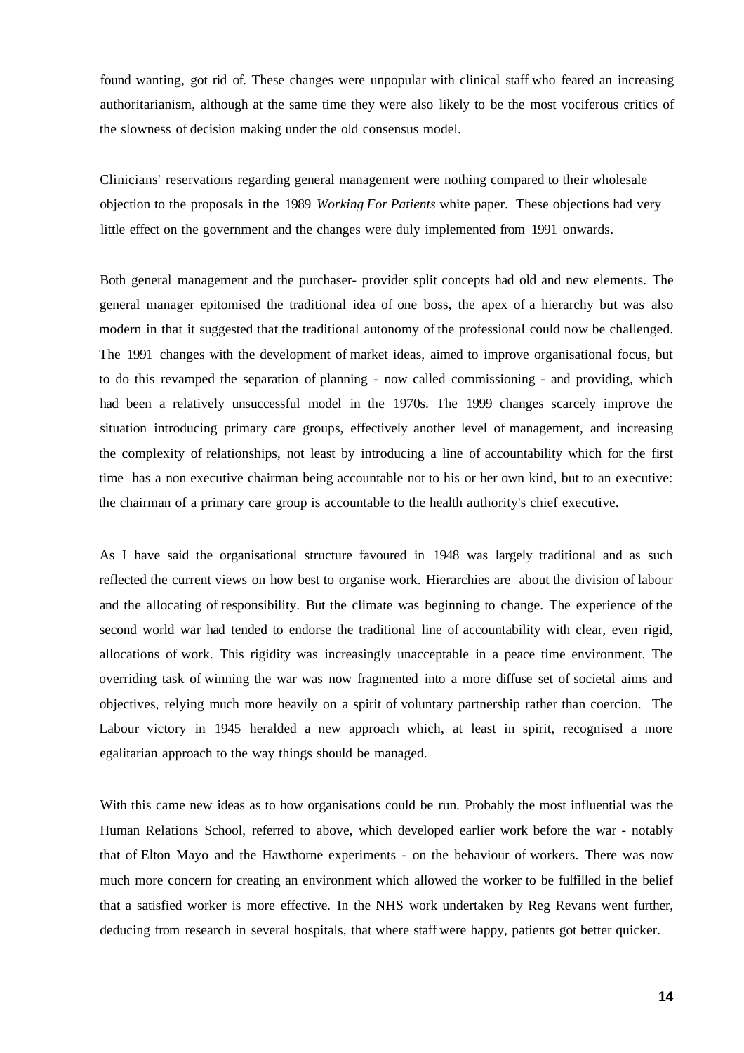found wanting, got rid of. These changes were unpopular with clinical staff who feared an increasing authoritarianism, although at the same time they were also likely to be the most vociferous critics of the slowness of decision making under the old consensus model.

Clinicians' reservations regarding general management were nothing compared to their wholesale objection to the proposals in the 1989 *Working For Patients* white paper. These objections had very little effect on the government and the changes were duly implemented from 1991 onwards.

Both general management and the purchaser- provider split concepts had old and new elements. The general manager epitomised the traditional idea of one boss, the apex of a hierarchy but was also modern in that it suggested that the traditional autonomy of the professional could now be challenged. The 1991 changes with the development of market ideas, aimed to improve organisational focus, but to do this revamped the separation of planning - now called commissioning - and providing, which had been a relatively unsuccessful model in the 1970s. The 1999 changes scarcely improve the situation introducing primary care groups, effectively another level of management, and increasing the complexity of relationships, not least by introducing a line of accountability which for the first time has a non executive chairman being accountable not to his or her own kind, but to an executive: the chairman of a primary care group is accountable to the health authority's chief executive.

As I have said the organisational structure favoured in 1948 was largely traditional and as such reflected the current views on how best to organise work. Hierarchies are about the division of labour and the allocating of responsibility. But the climate was beginning to change. The experience of the second world war had tended to endorse the traditional line of accountability with clear, even rigid, allocations of work. This rigidity was increasingly unacceptable in a peace time environment. The overriding task of winning the war was now fragmented into a more diffuse set of societal aims and objectives, relying much more heavily on a spirit of voluntary partnership rather than coercion. The Labour victory in 1945 heralded a new approach which, at least in spirit, recognised a more egalitarian approach to the way things should be managed.

With this came new ideas as to how organisations could be run. Probably the most influential was the Human Relations School, referred to above, which developed earlier work before the war - notably that of Elton Mayo and the Hawthorne experiments - on the behaviour of workers. There was now much more concern for creating an environment which allowed the worker to be fulfilled in the belief that a satisfied worker is more effective. In the NHS work undertaken by Reg Revans went further, deducing from research in several hospitals, that where staff were happy, patients got better quicker.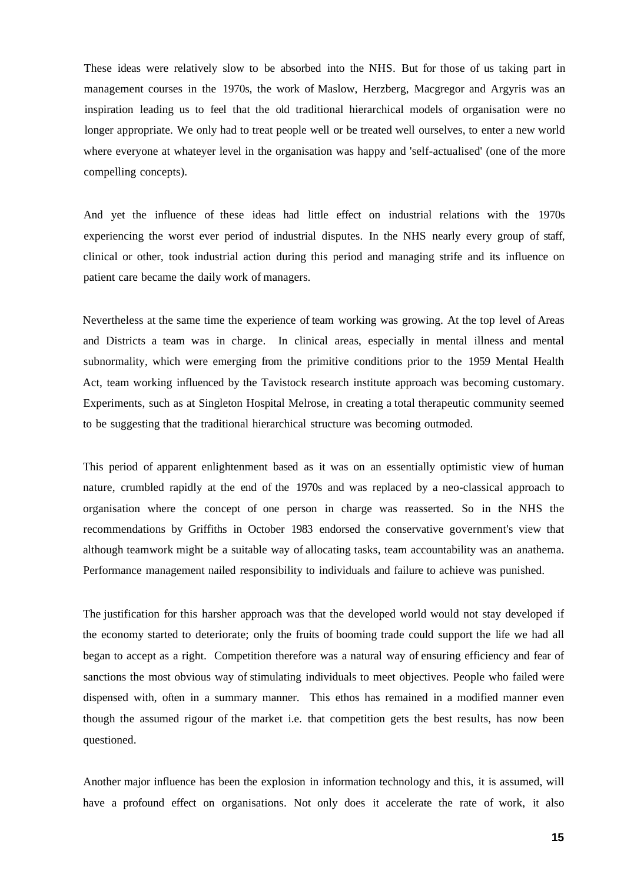These ideas were relatively slow to be absorbed into the NHS. But for those of us taking part in management courses in the 1970s, the work of Maslow, Herzberg, Macgregor and Argyris was an inspiration leading us to feel that the old traditional hierarchical models of organisation were no longer appropriate. We only had to treat people well or be treated well ourselves, to enter a new world where everyone at whateyer level in the organisation was happy and 'self-actualised' (one of the more compelling concepts).

And yet the influence of these ideas had little effect on industrial relations with the 1970s experiencing the worst ever period of industrial disputes. In the NHS nearly every group of staff, clinical or other, took industrial action during this period and managing strife and its influence on patient care became the daily work of managers.

Nevertheless at the same time the experience of team working was growing. At the top level of Areas and Districts a team was in charge. In clinical areas, especially in mental illness and mental subnormality, which were emerging from the primitive conditions prior to the 1959 Mental Health Act, team working influenced by the Tavistock research institute approach was becoming customary. Experiments, such as at Singleton Hospital Melrose, in creating a total therapeutic community seemed to be suggesting that the traditional hierarchical structure was becoming outmoded.

This period of apparent enlightenment based as it was on an essentially optimistic view of human nature, crumbled rapidly at the end of the 1970s and was replaced by a neo-classical approach to organisation where the concept of one person in charge was reasserted. So in the NHS the recommendations by Griffiths in October 1983 endorsed the conservative government's view that although teamwork might be a suitable way of allocating tasks, team accountability was an anathema. Performance management nailed responsibility to individuals and failure to achieve was punished.

The justification for this harsher approach was that the developed world would not stay developed if the economy started to deteriorate; only the fruits of booming trade could support the life we had all began to accept as a right. Competition therefore was a natural way of ensuring efficiency and fear of sanctions the most obvious way of stimulating individuals to meet objectives. People who failed were dispensed with, often in a summary manner. This ethos has remained in a modified manner even though the assumed rigour of the market i.e. that competition gets the best results, has now been questioned.

Another major influence has been the explosion in information technology and this, it is assumed, will have a profound effect on organisations. Not only does it accelerate the rate of work, it also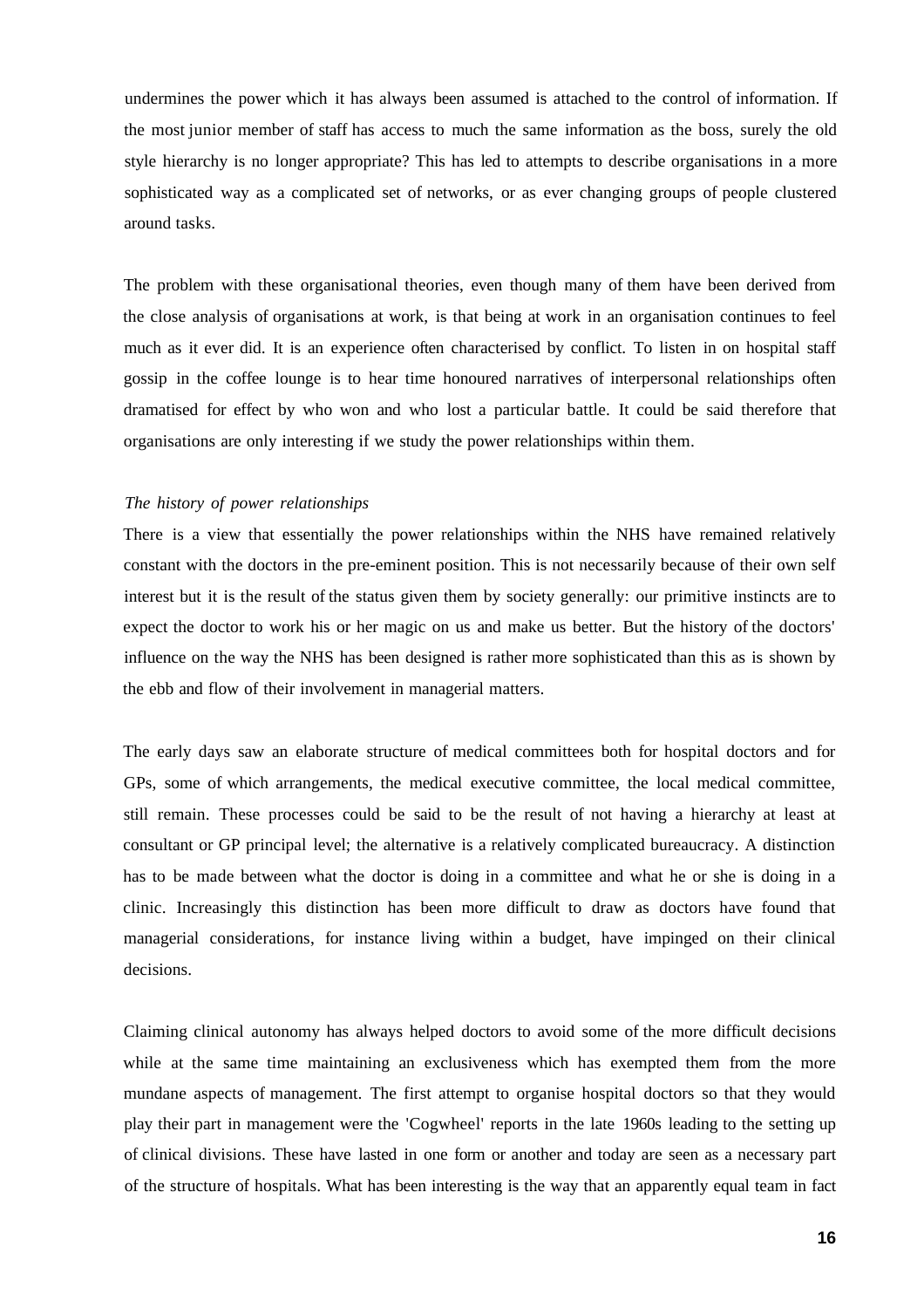undermines the power which it has always been assumed is attached to the control of information. If the most junior member of staff has access to much the same information as the boss, surely the old style hierarchy is no longer appropriate? This has led to attempts to describe organisations in a more sophisticated way as a complicated set of networks, or as ever changing groups of people clustered around tasks.

The problem with these organisational theories, even though many of them have been derived from the close analysis of organisations at work, is that being at work in an organisation continues to feel much as it ever did. It is an experience often characterised by conflict. To listen in on hospital staff gossip in the coffee lounge is to hear time honoured narratives of interpersonal relationships often dramatised for effect by who won and who lost a particular battle. It could be said therefore that organisations are only interesting if we study the power relationships within them.

*The history of power relationships*

There is a view that essentially the power relationships within the NHS have remained relatively constant with the doctors in the pre-eminent position. This is not necessarily because of their own self interest but it is the result of the status given them by society generally: our primitive instincts are to expect the doctor to work his or her magic on us and make us better. But the history of the doctors' influence on the way the NHS has been designed is rather more sophisticated than this as is shown by the ebb and flow of their involvement in managerial matters.

The early days saw an elaborate structure of medical committees both for hospital doctors and for GPs, some of which arrangements, the medical executive committee, the local medical committee, still remain. These processes could be said to be the result of not having a hierarchy at least at consultant or GP principal level; the alternative is a relatively complicated bureaucracy. A distinction has to be made between what the doctor is doing in a committee and what he or she is doing in a clinic. Increasingly this distinction has been more difficult to draw as doctors have found that managerial considerations, for instance living within a budget, have impinged on their clinical decisions.

Claiming clinical autonomy has always helped doctors to avoid some of the more difficult decisions while at the same time maintaining an exclusiveness which has exempted them from the more mundane aspects of management. The first attempt to organise hospital doctors so that they would play their part in management were the 'Cogwheel' reports in the late 1960s leading to the setting up of clinical divisions. These have lasted in one form or another and today are seen as a necessary part of the structure of hospitals. What has been interesting is the way that an apparently equal team in fact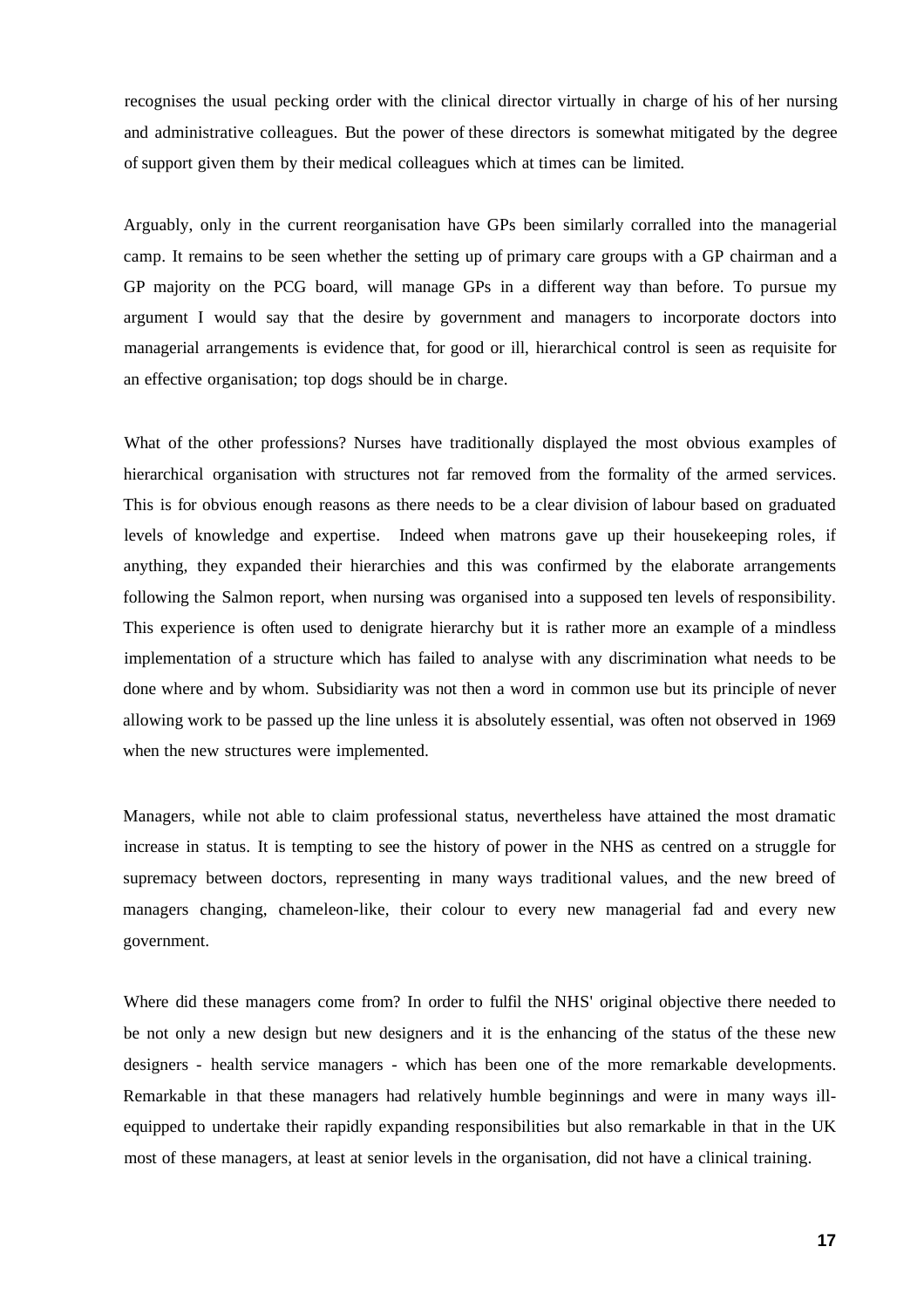recognises the usual pecking order with the clinical director virtually in charge of his of her nursing and administrative colleagues. But the power of these directors is somewhat mitigated by the degree of support given them by their medical colleagues which at times can be limited.

Arguably, only in the current reorganisation have GPs been similarly corralled into the managerial camp. It remains to be seen whether the setting up of primary care groups with a GP chairman and a GP majority on the PCG board, will manage GPs in a different way than before. To pursue my argument I would say that the desire by government and managers to incorporate doctors into managerial arrangements is evidence that, for good or ill, hierarchical control is seen as requisite for an effective organisation; top dogs should be in charge.

What of the other professions? Nurses have traditionally displayed the most obvious examples of hierarchical organisation with structures not far removed from the formality of the armed services. This is for obvious enough reasons as there needs to be a clear division of labour based on graduated levels of knowledge and expertise. Indeed when matrons gave up their housekeeping roles, if anything, they expanded their hierarchies and this was confirmed by the elaborate arrangements following the Salmon report, when nursing was organised into a supposed ten levels of responsibility. This experience is often used to denigrate hierarchy but it is rather more an example of a mindless implementation of a structure which has failed to analyse with any discrimination what needs to be done where and by whom. Subsidiarity was not then a word in common use but its principle of never allowing work to be passed up the line unless it is absolutely essential, was often not observed in 1969 when the new structures were implemented.

Managers, while not able to claim professional status, nevertheless have attained the most dramatic increase in status. It is tempting to see the history of power in the NHS as centred on a struggle for supremacy between doctors, representing in many ways traditional values, and the new breed of managers changing, chameleon-like, their colour to every new managerial fad and every new government.

Where did these managers come from? In order to fulfil the NHS' original objective there needed to be not only a new design but new designers and it is the enhancing of the status of the these new designers - health service managers - which has been one of the more remarkable developments. Remarkable in that these managers had relatively humble beginnings and were in many ways ill-equipped to undertake their rapidly expanding responsibilities but also remarkable in that in the UK most of these managers, at least at senior levels in the organisation, did not have a clinical training.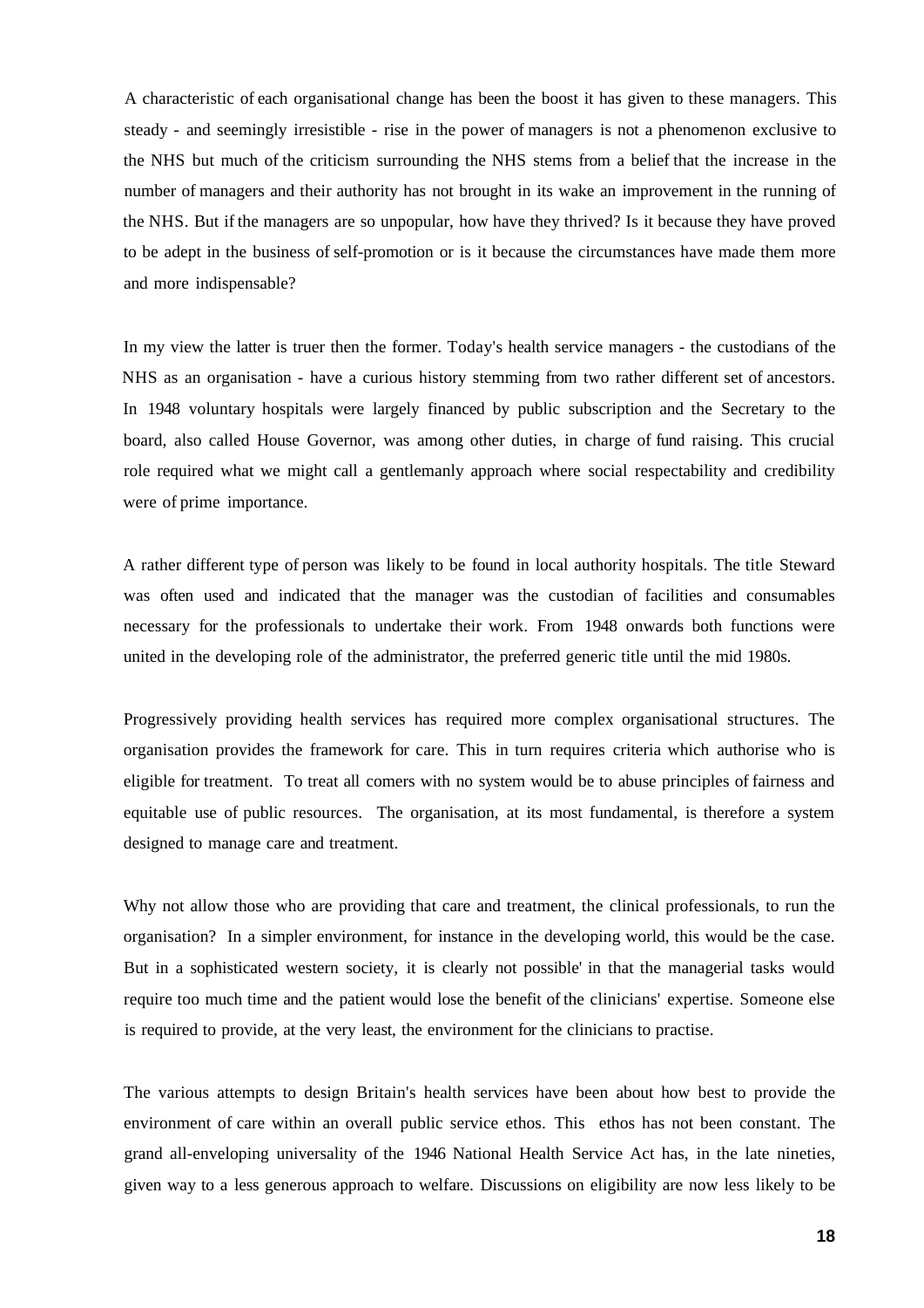A characteristic of each organisational change has been the boost it has given to these managers. This steady - and seemingly irresistible - rise in the power of managers is not a phenomenon exclusive to the NHS but much of the criticism surrounding the NHS stems from a belief that the increase in the number of managers and their authority has not brought in its wake an improvement in the running of the NHS. But if the managers are so unpopular, how have they thrived? Is it because they have proved to be adept in the business of self-promotion or is it because the circumstances have made them more and more indispensable?

In my view the latter is truer then the former. Today's health service managers - the custodians of the NHS as an organisation - have a curious history stemming from two rather different set of ancestors. In 1948 voluntary hospitals were largely financed by public subscription and the Secretary to the board, also called House Governor, was among other duties, in charge of fund raising. This crucial role required what we might call a gentlemanly approach where social respectability and credibility were of prime importance.

A rather different type of person was likely to be found in local authority hospitals. The title Steward was often used and indicated that the manager was the custodian of facilities and consumables necessary for the professionals to undertake their work. From 1948 onwards both functions were united in the developing role of the administrator, the preferred generic title until the mid 1980s.

Progressively providing health services has required more complex organisational structures. The organisation provides the framework for care. This in turn requires criteria which authorise who is eligible for treatment. To treat all comers with no system would be to abuse principles of fairness and equitable use of public resources. The organisation, at its most fundamental, is therefore a system designed to manage care and treatment.

Why not allow those who are providing that care and treatment, the clinical professionals, to run the organisation? In a simpler environment, for instance in the developing world, this would be the case. But in a sophisticated western society, it is clearly not possible' in that the managerial tasks would require too much time and the patient would lose the benefit of the clinicians' expertise. Someone else is required to provide, at the very least, the environment for the clinicians to practise.

The various attempts to design Britain's health services have been about how best to provide the environment of care within an overall public service ethos. This ethos has not been constant. The grand all-enveloping universality of the 1946 National Health Service Act has, in the late nineties, given way to a less generous approach to welfare. Discussions on eligibility are now less likely to be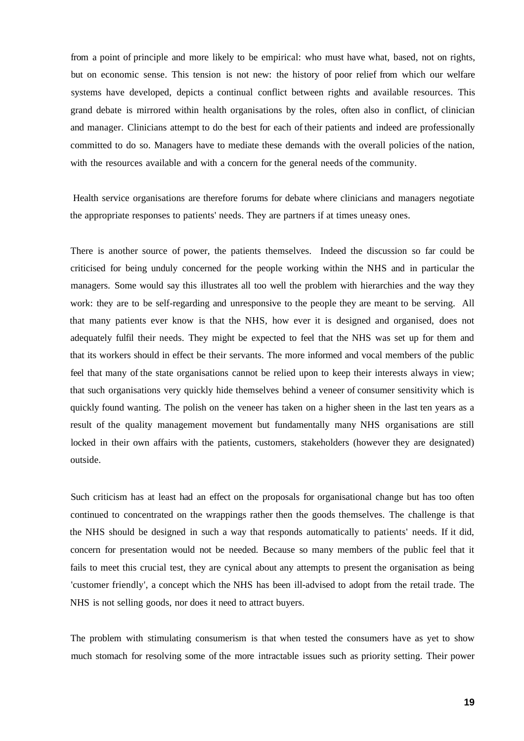from a point of principle and more likely to be empirical: who must have what, based, not on rights, but on economic sense. This tension is not new: the history of poor relief from which our welfare systems have developed, depicts a continual conflict between rights and available resources. This grand debate is mirrored within health organisations by the roles, often also in conflict, of clinician and manager. Clinicians attempt to do the best for each of their patients and indeed are professionally committed to do so. Managers have to mediate these demands with the overall policies of the nation, with the resources available and with a concern for the general needs of the community.

Health service organisations are therefore forums for debate where clinicians and managers negotiate the appropriate responses to patients' needs. They are partners if at times uneasy ones.

There is another source of power, the patients themselves. Indeed the discussion so far could be criticised for being unduly concerned for the people working within the NHS and in particular the managers. Some would say this illustrates all too well the problem with hierarchies and the way they work: they are to be self-regarding and unresponsive to the people they are meant to be serving. All that many patients ever know is that the NHS, how ever it is designed and organised, does not adequately fulfil their needs. They might be expected to feel that the NHS was set up for them and that its workers should in effect be their servants. The more informed and vocal members of the public feel that many of the state organisations cannot be relied upon to keep their interests always in view; that such organisations very quickly hide themselves behind a veneer of consumer sensitivity which is quickly found wanting. The polish on the veneer has taken on a higher sheen in the last ten years as a result of the quality management movement but fundamentally many NHS organisations are still locked in their own affairs with the patients, customers, stakeholders (however they are designated) outside.

Such criticism has at least had an effect on the proposals for organisational change but has too often continued to concentrated on the wrappings rather then the goods themselves. The challenge is that the NHS should be designed in such a way that responds automatically to patients' needs. If it did, concern for presentation would not be needed. Because so many members of the public feel that it fails to meet this crucial test, they are cynical about any attempts to present the organisation as being 'customer friendly', a concept which the NHS has been ill-advised to adopt from the retail trade. The NHS is not selling goods, nor does it need to attract buyers.

The problem with stimulating consumerism is that when tested the consumers have as yet to show much stomach for resolving some of the more intractable issues such as priority setting. Their power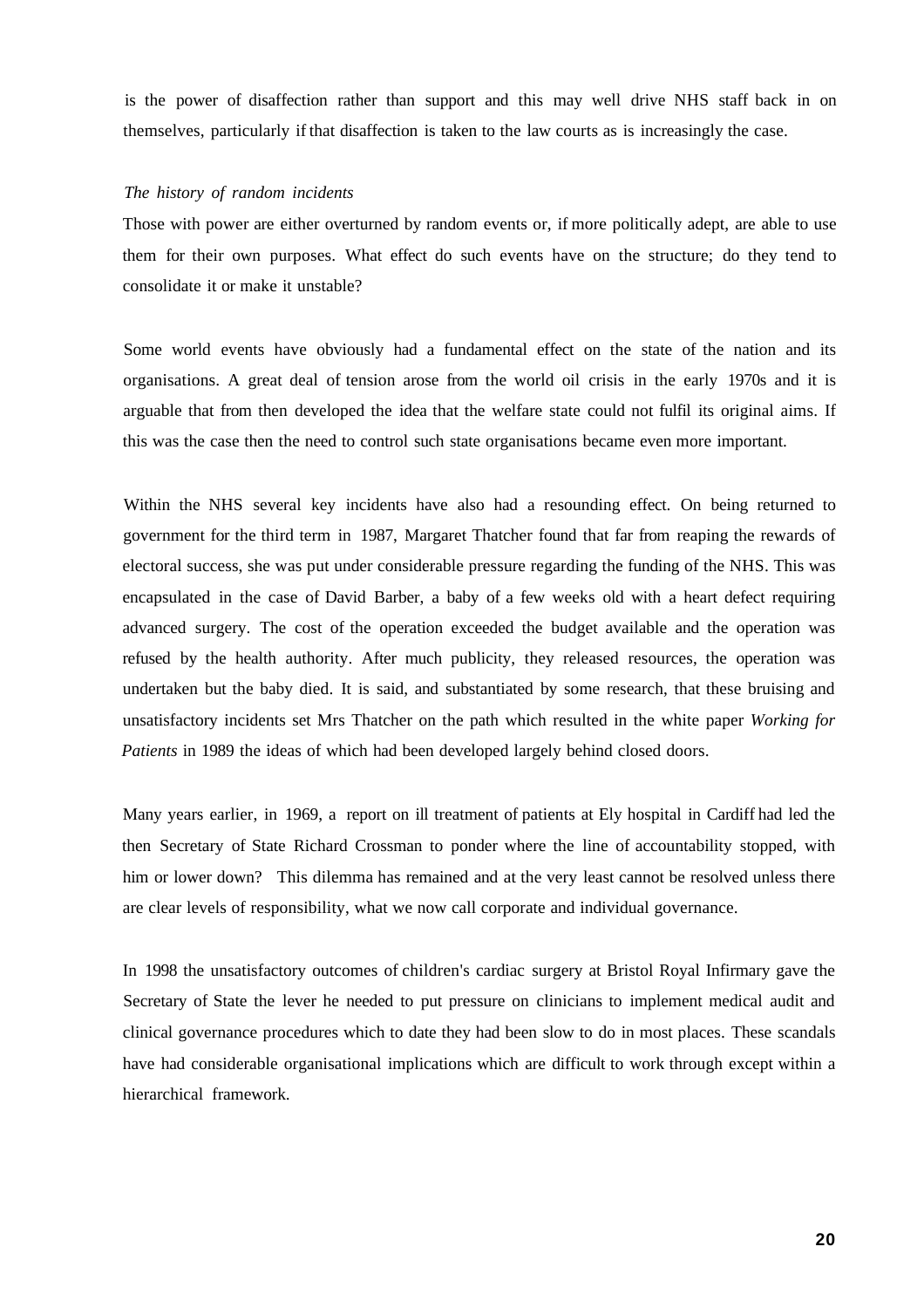is the power of disaffection rather than support and this may well drive NHS staff back in on themselves, particularly if that disaffection is taken to the law courts as is increasingly the case.

*The history of random incidents*

Those with power are either overturned by random events or, if more politically adept, are able to use them for their own purposes. What effect do such events have on the structure; do they tend to consolidate it or make it unstable?

Some world events have obviously had a fundamental effect on the state of the nation and its organisations. A great deal of tension arose from the world oil crisis in the early 1970s and it is arguable that from then developed the idea that the welfare state could not fulfil its original aims. If this was the case then the need to control such state organisations became even more important.

Within the NHS several key incidents have also had a resounding effect. On being returned to government for the third term in 1987, Margaret Thatcher found that far from reaping the rewards of electoral success, she was put under considerable pressure regarding the funding of the NHS. This was encapsulated in the case of David Barber, a baby of a few weeks old with a heart defect requiring advanced surgery. The cost of the operation exceeded the budget available and the operation was refused by the health authority. After much publicity, they released resources, the operation was undertaken but the baby died. It is said, and substantiated by some research, that these bruising and unsatisfactory incidents set Mrs Thatcher on the path which resulted in the white paper *Working for Patients* in 1989 the ideas of which had been developed largely behind closed doors.

Many years earlier, in 1969, a report on ill treatment of patients at Ely hospital in Cardiff had led the then Secretary of State Richard Crossman to ponder where the line of accountability stopped, with him or lower down? This dilemma has remained and at the very least cannot be resolved unless there are clear levels of responsibility, what we now call corporate and individual governance.

In 1998 the unsatisfactory outcomes of children's cardiac surgery at Bristol Royal Infirmary gave the Secretary of State the lever he needed to put pressure on clinicians to implement medical audit and clinical governance procedures which to date they had been slow to do in most places. These scandals have had considerable organisational implications which are difficult to work through except within a hierarchical framework.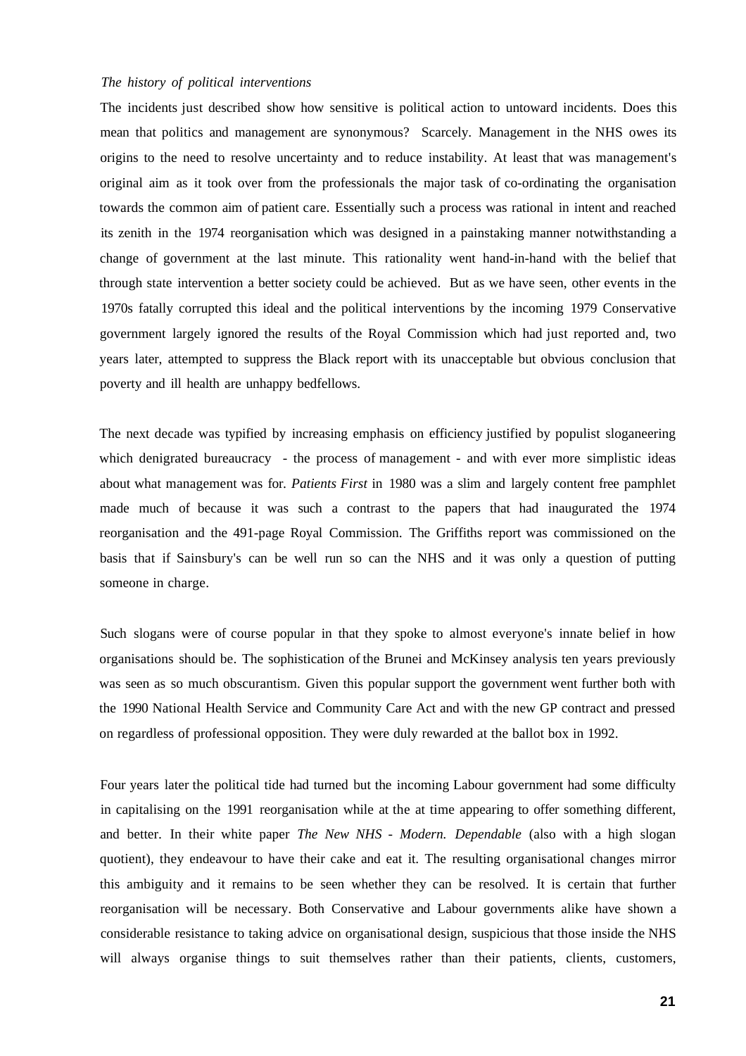*The history of political interventions*

The incidents just described show how sensitive is political action to untoward incidents. Does this mean that politics and management are synonymous? Scarcely. Management in the NHS owes its origins to the need to resolve uncertainty and to reduce instability. At least that was management's original aim as it took over from the professionals the major task of co-ordinating the organisation towards the common aim of patient care. Essentially such a process was rational in intent and reached its zenith in the 1974 reorganisation which was designed in a painstaking manner notwithstanding a change of government at the last minute. This rationality went hand-in-hand with the belief that through state intervention a better society could be achieved. But as we have seen, other events in the 1970s fatally corrupted this ideal and the political interventions by the incoming 1979 Conservative government largely ignored the results of the Royal Commission which had just reported and, two years later, attempted to suppress the Black report with its unacceptable but obvious conclusion that poverty and ill health are unhappy bedfellows.

The next decade was typified by increasing emphasis on efficiency justified by populist sloganeering which denigrated bureaucracy - the process of management - and with ever more simplistic ideas about what management was for. *Patients First* in 1980 was a slim and largely content free pamphlet made much of because it was such a contrast to the papers that had inaugurated the 1974 reorganisation and the 491-page Royal Commission. The Griffiths report was commissioned on the basis that if Sainsbury's can be well run so can the NHS and it was only a question of putting someone in charge.

Such slogans were of course popular in that they spoke to almost everyone's innate belief in how organisations should be. The sophistication of the Brunei and McKinsey analysis ten years previously was seen as so much obscurantism. Given this popular support the government went further both with the 1990 National Health Service and Community Care Act and with the new GP contract and pressed on regardless of professional opposition. They were duly rewarded at the ballot box in 1992.

Four years later the political tide had turned but the incoming Labour government had some difficulty in capitalising on the 1991 reorganisation while at the at time appearing to offer something different, and better. In their white paper *The New NHS - Modern. Dependable* (also with a high slogan quotient), they endeavour to have their cake and eat it. The resulting organisational changes mirror this ambiguity and it remains to be seen whether they can be resolved. It is certain that further reorganisation will be necessary. Both Conservative and Labour governments alike have shown a considerable resistance to taking advice on organisational design, suspicious that those inside the NHS will always organise things to suit themselves rather than their patients, clients, customers,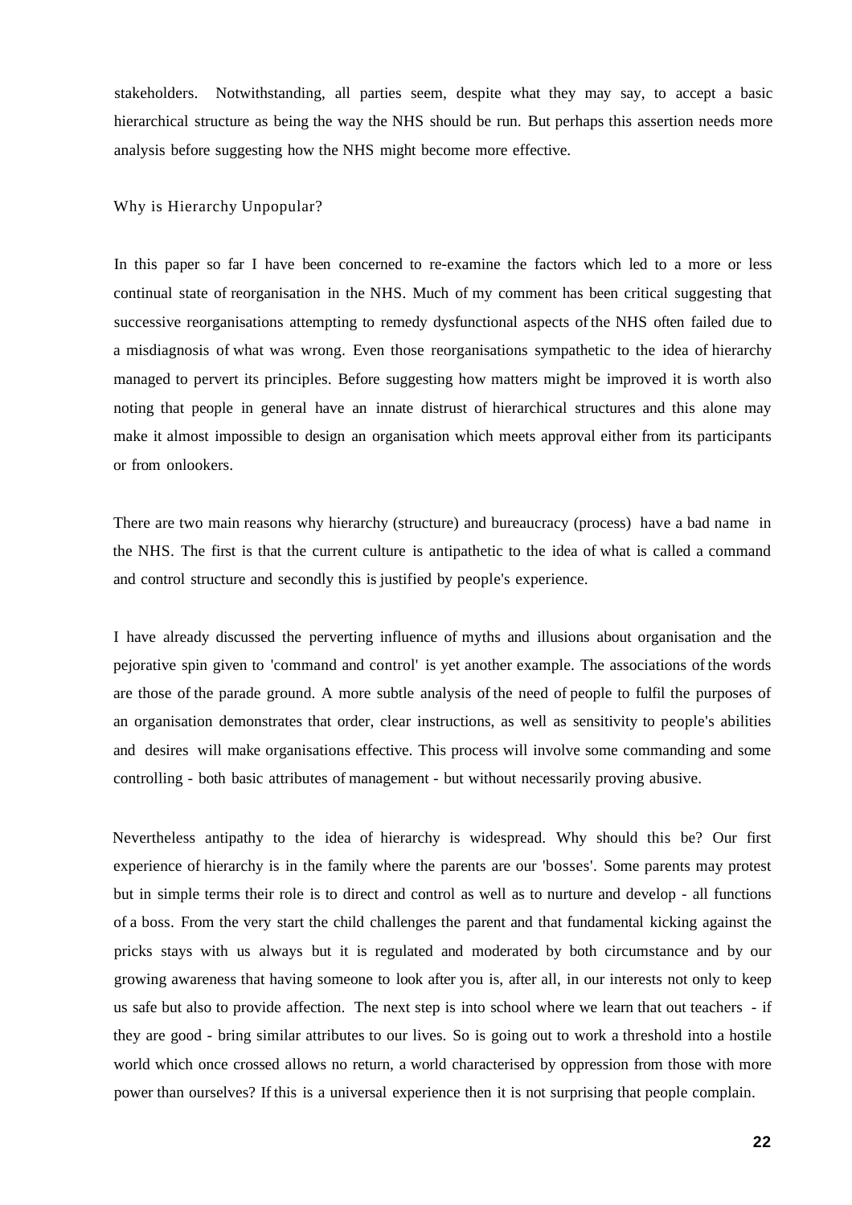stakeholders. Notwithstanding, all parties seem, despite what they may say, to accept a basic hierarchical structure as being the way the NHS should be run. But perhaps this assertion needs more analysis before suggesting how the NHS might become more effective.

## Why is Hierarchy Unpopular?

In this paper so far I have been concerned to re-examine the factors which led to a more or less continual state of reorganisation in the NHS. Much of my comment has been critical suggesting that successive reorganisations attempting to remedy dysfunctional aspects of the NHS often failed due to a misdiagnosis of what was wrong. Even those reorganisations sympathetic to the idea of hierarchy managed to pervert its principles. Before suggesting how matters might be improved it is worth also noting that people in general have an innate distrust of hierarchical structures and this alone may make it almost impossible to design an organisation which meets approval either from its participants or from onlookers.

There are two main reasons why hierarchy (structure) and bureaucracy (process) have a bad name in the NHS. The first is that the current culture is antipathetic to the idea of what is called a command and control structure and secondly this is justified by people's experience.

I have already discussed the perverting influence of myths and illusions about organisation and the pejorative spin given to 'command and control' is yet another example. The associations of the words are those of the parade ground. A more subtle analysis of the need of people to fulfil the purposes of an organisation demonstrates that order, clear instructions, as well as sensitivity to people's abilities and desires will make organisations effective. This process will involve some commanding and some controlling - both basic attributes of management - but without necessarily proving abusive.

Nevertheless antipathy to the idea of hierarchy is widespread. Why should this be? Our first experience of hierarchy is in the family where the parents are our 'bosses'. Some parents may protest but in simple terms their role is to direct and control as well as to nurture and develop - all functions of a boss. From the very start the child challenges the parent and that fundamental kicking against the pricks stays with us always but it is regulated and moderated by both circumstance and by our growing awareness that having someone to look after you is, after all, in our interests not only to keep us safe but also to provide affection. The next step is into school where we learn that out teachers - if they are good - bring similar attributes to our lives. So is going out to work a threshold into a hostile world which once crossed allows no return, a world characterised by oppression from those with more power than ourselves? If this is a universal experience then it is not surprising that people complain.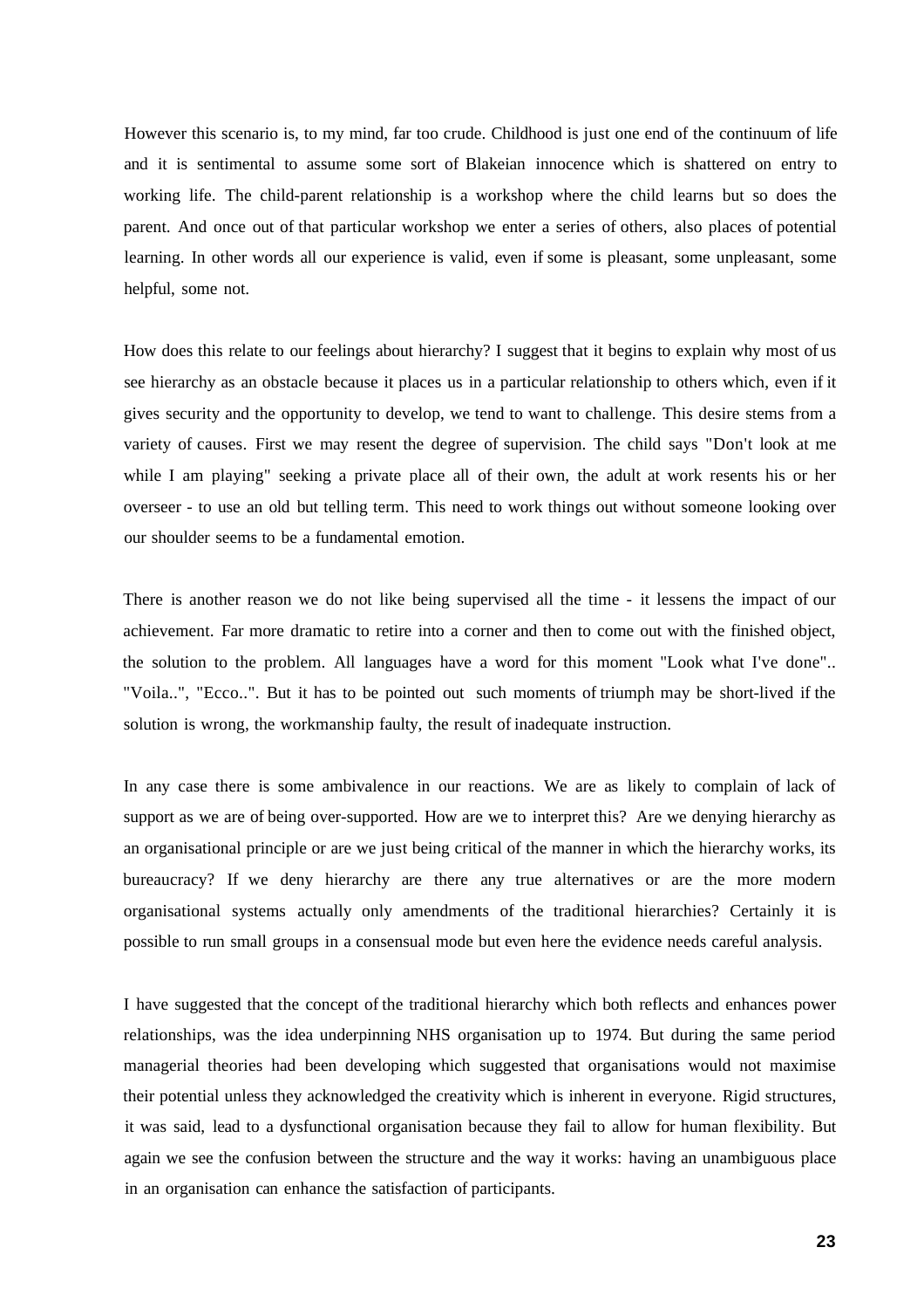However this scenario is, to my mind, far too crude. Childhood is just one end of the continuum of life and it is sentimental to assume some sort of Blakeian innocence which is shattered on entry to working life. The child-parent relationship is a workshop where the child learns but so does the parent. And once out of that particular workshop we enter a series of others, also places of potential learning. In other words all our experience is valid, even if some is pleasant, some unpleasant, some helpful, some not.

How does this relate to our feelings about hierarchy? I suggest that it begins to explain why most of us see hierarchy as an obstacle because it places us in a particular relationship to others which, even if it gives security and the opportunity to develop, we tend to want to challenge. This desire stems from a variety of causes. First we may resent the degree of supervision. The child says "Don't look at me while I am playing" seeking a private place all of their own, the adult at work resents his or her overseer - to use an old but telling term. This need to work things out without someone looking over our shoulder seems to be a fundamental emotion.

There is another reason we do not like being supervised all the time - it lessens the impact of our achievement. Far more dramatic to retire into a corner and then to come out with the finished object, the solution to the problem. All languages have a word for this moment "Look what I've done".. "Voila..", "Ecco..". But it has to be pointed out such moments of triumph may be short-lived if the solution is wrong, the workmanship faulty, the result of inadequate instruction.

In any case there is some ambivalence in our reactions. We are as likely to complain of lack of support as we are of being over-supported. How are we to interpret this? Are we denying hierarchy as an organisational principle or are we just being critical of the manner in which the hierarchy works, its bureaucracy? If we deny hierarchy are there any true alternatives or are the more modern organisational systems actually only amendments of the traditional hierarchies? Certainly it is possible to run small groups in a consensual mode but even here the evidence needs careful analysis.

I have suggested that the concept of the traditional hierarchy which both reflects and enhances power relationships, was the idea underpinning NHS organisation up to 1974. But during the same period managerial theories had been developing which suggested that organisations would not maximise their potential unless they acknowledged the creativity which is inherent in everyone. Rigid structures, it was said, lead to a dysfunctional organisation because they fail to allow for human flexibility. But again we see the confusion between the structure and the way it works: having an unambiguous place in an organisation can enhance the satisfaction of participants.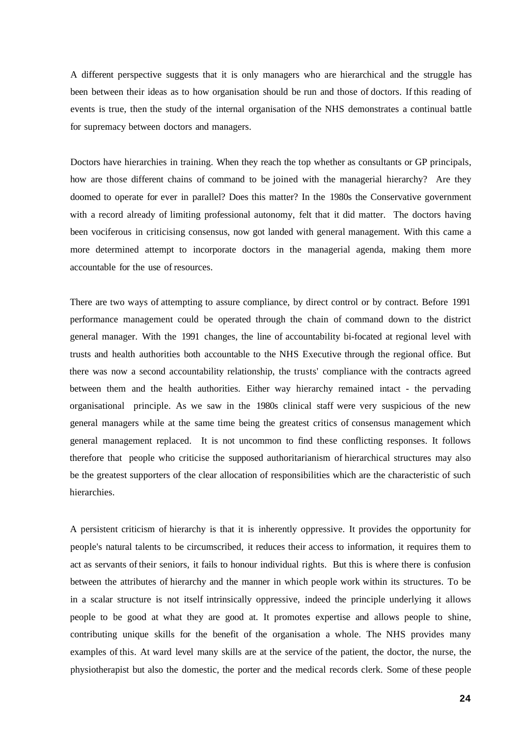A different perspective suggests that it is only managers who are hierarchical and the struggle has been between their ideas as to how organisation should be run and those of doctors. If this reading of events is true, then the study of the internal organisation of the NHS demonstrates a continual battle for supremacy between doctors and managers.

Doctors have hierarchies in training. When they reach the top whether as consultants or GP principals, how are those different chains of command to be joined with the managerial hierarchy? Are they doomed to operate for ever in parallel? Does this matter? In the 1980s the Conservative government with a record already of limiting professional autonomy, felt that it did matter. The doctors having been vociferous in criticising consensus, now got landed with general management. With this came a more determined attempt to incorporate doctors in the managerial agenda, making them more accountable for the use of resources.

There are two ways of attempting to assure compliance, by direct control or by contract. Before 1991 performance management could be operated through the chain of command down to the district general manager. With the 1991 changes, the line of accountability bi-focated at regional level with trusts and health authorities both accountable to the NHS Executive through the regional office. But there was now a second accountability relationship, the trusts' compliance with the contracts agreed between them and the health authorities. Either way hierarchy remained intact - the pervading organisational principle. As we saw in the 1980s clinical staff were very suspicious of the new general managers while at the same time being the greatest critics of consensus management which general management replaced. It is not uncommon to find these conflicting responses. It follows therefore that people who criticise the supposed authoritarianism of hierarchical structures may also be the greatest supporters of the clear allocation of responsibilities which are the characteristic of such hierarchies.

A persistent criticism of hierarchy is that it is inherently oppressive. It provides the opportunity for people's natural talents to be circumscribed, it reduces their access to information, it requires them to act as servants of their seniors, it fails to honour individual rights. But this is where there is confusion between the attributes of hierarchy and the manner in which people work within its structures. To be in a scalar structure is not itself intrinsically oppressive, indeed the principle underlying it allows people to be good at what they are good at. It promotes expertise and allows people to shine, contributing unique skills for the benefit of the organisation a whole. The NHS provides many examples of this. At ward level many skills are at the service of the patient, the doctor, the nurse, the physiotherapist but also the domestic, the porter and the medical records clerk. Some of these people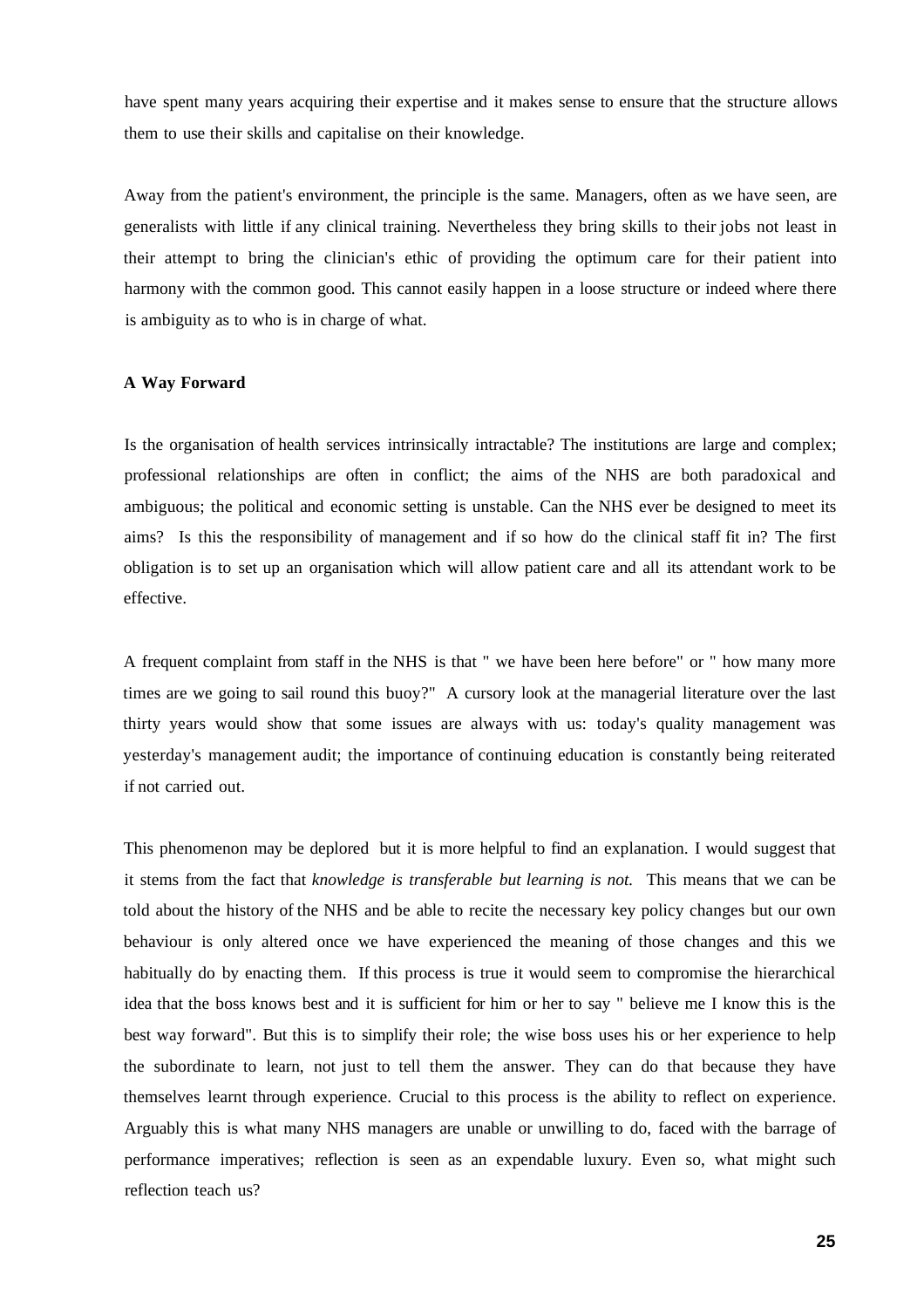have spent many years acquiring their expertise and it makes sense to ensure that the structure allows them to use their skills and capitalise on their knowledge.

Away from the patient's environment, the principle is the same. Managers, often as we have seen, are generalists with little if any clinical training. Nevertheless they bring skills to their jobs not least in their attempt to bring the clinician's ethic of providing the optimum care for their patient into harmony with the common good. This cannot easily happen in a loose structure or indeed where there is ambiguity as to who is in charge of what.

**A Way Forward**

Is the organisation of health services intrinsically intractable? The institutions are large and complex; professional relationships are often in conflict; the aims of the NHS are both paradoxical and ambiguous; the political and economic setting is unstable. Can the NHS ever be designed to meet its aims? Is this the responsibility of management and if so how do the clinical staff fit in? The first obligation is to set up an organisation which will allow patient care and all its attendant work to be effective.

A frequent complaint from staff in the NHS is that " we have been here before" or " how many more times are we going to sail round this buoy?" A cursory look at the managerial literature over the last thirty years would show that some issues are always with us: today's quality management was yesterday's management audit; the importance of continuing education is constantly being reiterated if not carried out.

This phenomenon may be deplored but it is more helpful to find an explanation. I would suggest that it stems from the fact that *knowledge is transferable but learning is not.* This means that we can be told about the history of the NHS and be able to recite the necessary key policy changes but our own behaviour is only altered once we have experienced the meaning of those changes and this we habitually do by enacting them. If this process is true it would seem to compromise the hierarchical idea that the boss knows best and it is sufficient for him or her to say " believe me I know this is the best way forward". But this is to simplify their role; the wise boss uses his or her experience to help the subordinate to learn, not just to tell them the answer. They can do that because they have themselves learnt through experience. Crucial to this process is the ability to reflect on experience. Arguably this is what many NHS managers are unable or unwilling to do, faced with the barrage of performance imperatives; reflection is seen as an expendable luxury. Even so, what might such reflection teach us?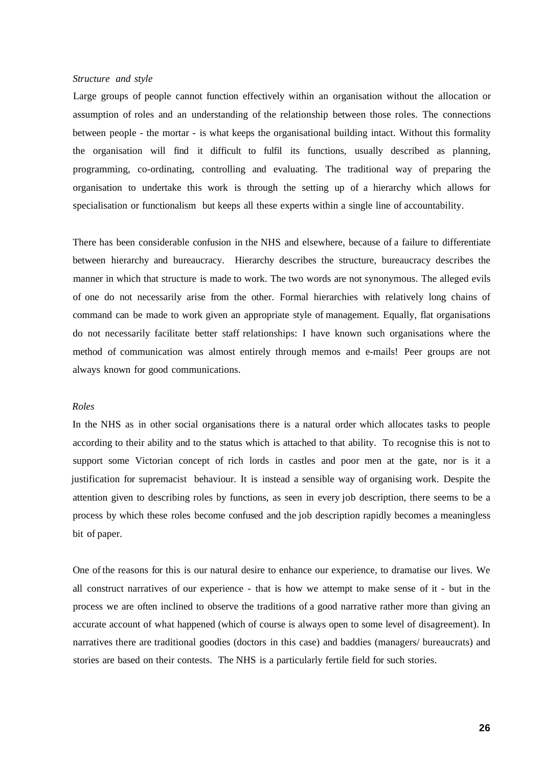*Structure and style*

Large groups of people cannot function effectively within an organisation without the allocation or assumption of roles and an understanding of the relationship between those roles. The connections between people - the mortar - is what keeps the organisational building intact. Without this formality the organisation will find it difficult to fulfil its functions, usually described as planning, programming, co-ordinating, controlling and evaluating. The traditional way of preparing the organisation to undertake this work is through the setting up of a hierarchy which allows for specialisation or functionalism but keeps all these experts within a single line of accountability.

There has been considerable confusion in the NHS and elsewhere, because of a failure to differentiate between hierarchy and bureaucracy. Hierarchy describes the structure, bureaucracy describes the manner in which that structure is made to work. The two words are not synonymous. The alleged evils of one do not necessarily arise from the other. Formal hierarchies with relatively long chains of command can be made to work given an appropriate style of management. Equally, flat organisations do not necessarily facilitate better staff relationships: I have known such organisations where the method of communication was almost entirely through memos and e-mails! Peer groups are not always known for good communications.

*Roles*

In the NHS as in other social organisations there is a natural order which allocates tasks to people according to their ability and to the status which is attached to that ability. To recognise this is not to support some Victorian concept of rich lords in castles and poor men at the gate, nor is it a justification for supremacist behaviour. It is instead a sensible way of organising work. Despite the attention given to describing roles by functions, as seen in every job description, there seems to be a process by which these roles become confused and the job description rapidly becomes a meaningless bit of paper.

One of the reasons for this is our natural desire to enhance our experience, to dramatise our lives. We all construct narratives of our experience - that is how we attempt to make sense of it - but in the process we are often inclined to observe the traditions of a good narrative rather more than giving an accurate account of what happened (which of course is always open to some level of disagreement). In narratives there are traditional goodies (doctors in this case) and baddies (managers/ bureaucrats) and stories are based on their contests. The NHS is a particularly fertile field for such stories.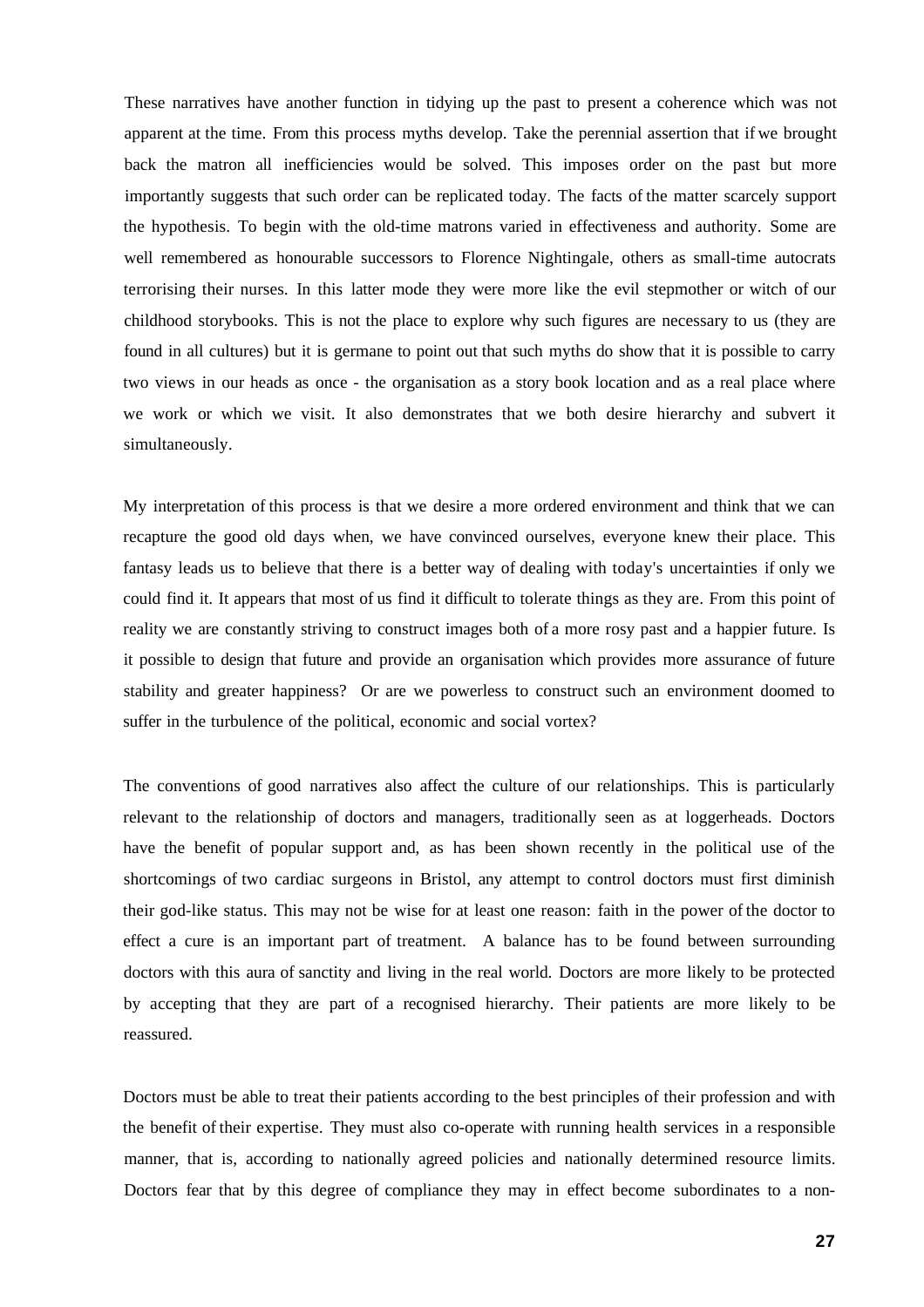These narratives have another function in tidying up the past to present a coherence which was not apparent at the time. From this process myths develop. Take the perennial assertion that if we brought back the matron all inefficiencies would be solved. This imposes order on the past but more importantly suggests that such order can be replicated today. The facts of the matter scarcely support the hypothesis. To begin with the old-time matrons varied in effectiveness and authority. Some are well remembered as honourable successors to Florence Nightingale, others as small-time autocrats terrorising their nurses. In this latter mode they were more like the evil stepmother or witch of our childhood storybooks. This is not the place to explore why such figures are necessary to us (they are found in all cultures) but it is germane to point out that such myths do show that it is possible to carry two views in our heads as once - the organisation as a story book location and as a real place where we work or which we visit. It also demonstrates that we both desire hierarchy and subvert it simultaneously.

My interpretation of this process is that we desire a more ordered environment and think that we can recapture the good old days when, we have convinced ourselves, everyone knew their place. This fantasy leads us to believe that there is a better way of dealing with today's uncertainties if only we could find it. It appears that most of us find it difficult to tolerate things as they are. From this point of reality we are constantly striving to construct images both of a more rosy past and a happier future. Is it possible to design that future and provide an organisation which provides more assurance of future stability and greater happiness? Or are we powerless to construct such an environment doomed to suffer in the turbulence of the political, economic and social vortex?

The conventions of good narratives also affect the culture of our relationships. This is particularly relevant to the relationship of doctors and managers, traditionally seen as at loggerheads. Doctors have the benefit of popular support and, as has been shown recently in the political use of the shortcomings of two cardiac surgeons in Bristol, any attempt to control doctors must first diminish their god-like status. This may not be wise for at least one reason: faith in the power of the doctor to effect a cure is an important part of treatment. A balance has to be found between surrounding doctors with this aura of sanctity and living in the real world. Doctors are more likely to be protected by accepting that they are part of a recognised hierarchy. Their patients are more likely to be reassured.

Doctors must be able to treat their patients according to the best principles of their profession and with the benefit of their expertise. They must also co-operate with running health services in a responsible manner, that is, according to nationally agreed policies and nationally determined resource limits. Doctors fear that by this degree of compliance they may in effect become subordinates to a non-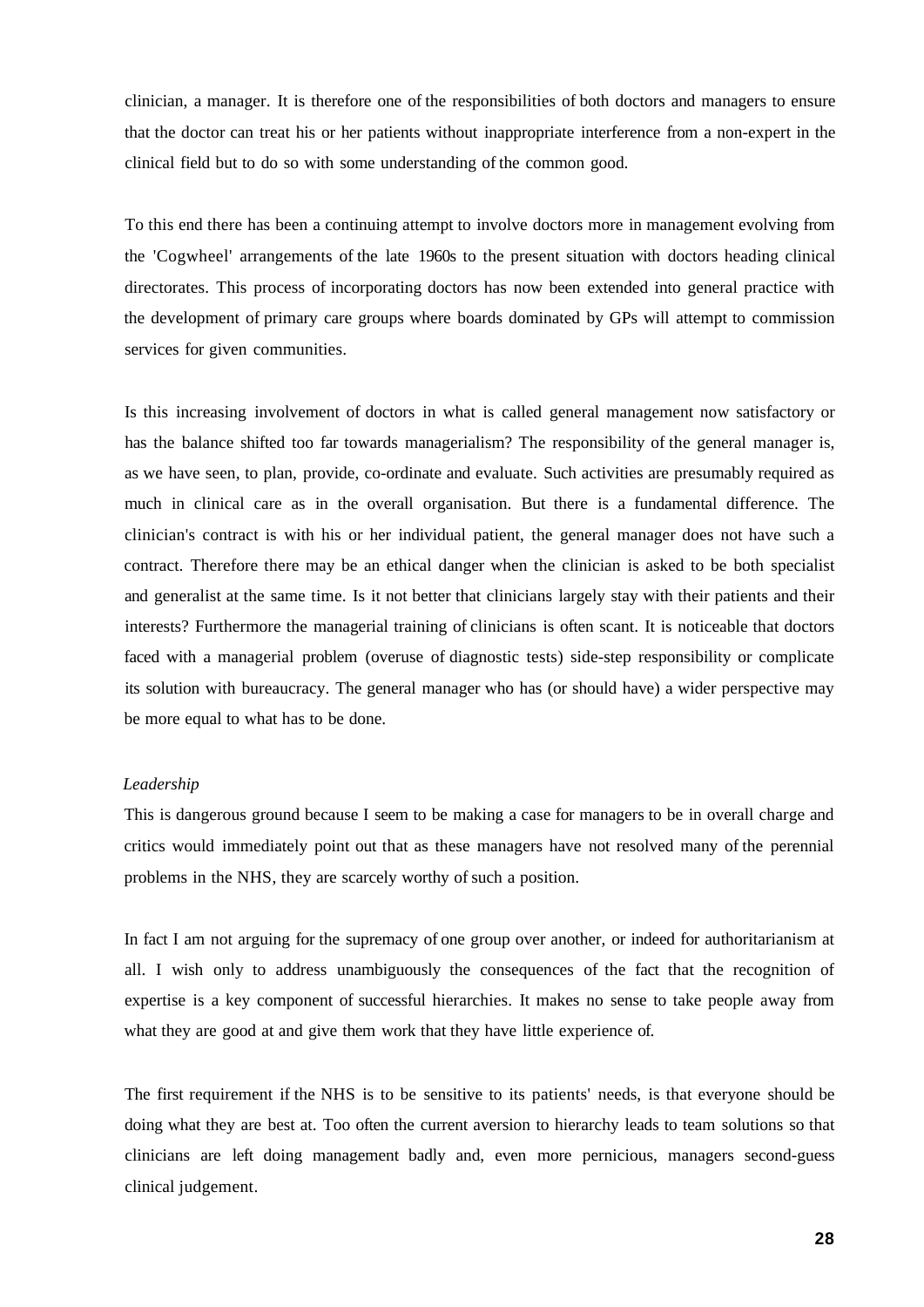clinician, a manager. It is therefore one of the responsibilities of both doctors and managers to ensure that the doctor can treat his or her patients without inappropriate interference from a non-expert in the clinical field but to do so with some understanding of the common good.

To this end there has been a continuing attempt to involve doctors more in management evolving from the 'Cogwheel' arrangements of the late 1960s to the present situation with doctors heading clinical directorates. This process of incorporating doctors has now been extended into general practice with the development of primary care groups where boards dominated by GPs will attempt to commission services for given communities.

Is this increasing involvement of doctors in what is called general management now satisfactory or has the balance shifted too far towards managerialism? The responsibility of the general manager is, as we have seen, to plan, provide, co-ordinate and evaluate. Such activities are presumably required as much in clinical care as in the overall organisation. But there is a fundamental difference. The clinician's contract is with his or her individual patient, the general manager does not have such a contract. Therefore there may be an ethical danger when the clinician is asked to be both specialist and generalist at the same time. Is it not better that clinicians largely stay with their patients and their interests? Furthermore the managerial training of clinicians is often scant. It is noticeable that doctors faced with a managerial problem (overuse of diagnostic tests) side-step responsibility or complicate its solution with bureaucracy. The general manager who has (or should have) a wider perspective may be more equal to what has to be done.

*Leadership*

This is dangerous ground because I seem to be making a case for managers to be in overall charge and critics would immediately point out that as these managers have not resolved many of the perennial problems in the NHS, they are scarcely worthy of such a position.

In fact I am not arguing for the supremacy of one group over another, or indeed for authoritarianism at all. I wish only to address unambiguously the consequences of the fact that the recognition of expertise is a key component of successful hierarchies. It makes no sense to take people away from what they are good at and give them work that they have little experience of.

The first requirement if the NHS is to be sensitive to its patients' needs, is that everyone should be doing what they are best at. Too often the current aversion to hierarchy leads to team solutions so that clinicians are left doing management badly and, even more pernicious, managers second-guess clinical judgement.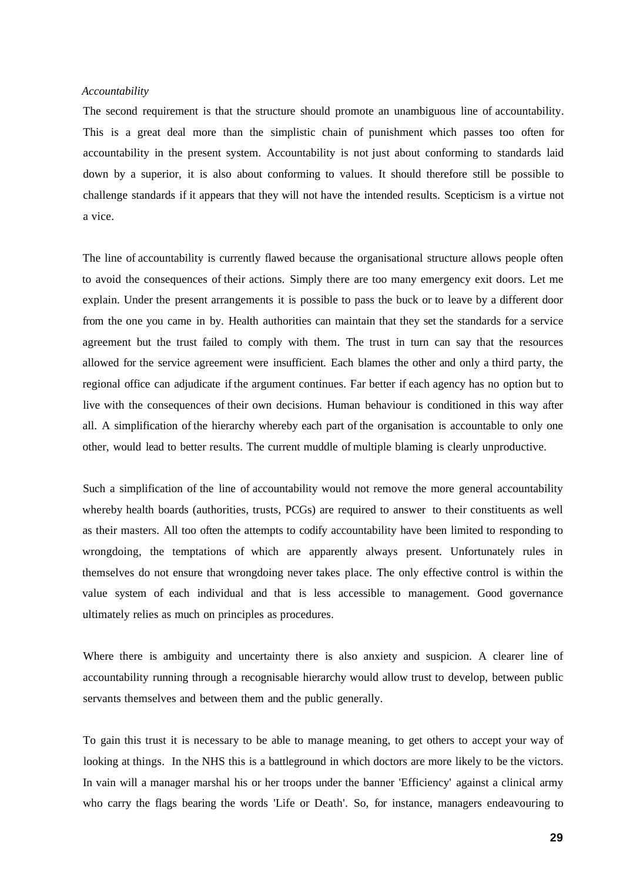*Accountability*

The second requirement is that the structure should promote an unambiguous line of accountability. This is a great deal more than the simplistic chain of punishment which passes too often for accountability in the present system. Accountability is not just about conforming to standards laid down by a superior, it is also about conforming to values. It should therefore still be possible to challenge standards if it appears that they will not have the intended results. Scepticism is a virtue not a vice.

The line of accountability is currently flawed because the organisational structure allows people often to avoid the consequences of their actions. Simply there are too many emergency exit doors. Let me explain. Under the present arrangements it is possible to pass the buck or to leave by a different door from the one you came in by. Health authorities can maintain that they set the standards for a service agreement but the trust failed to comply with them. The trust in turn can say that the resources allowed for the service agreement were insufficient. Each blames the other and only a third party, the regional office can adjudicate if the argument continues. Far better if each agency has no option but to live with the consequences of their own decisions. Human behaviour is conditioned in this way after all. A simplification of the hierarchy whereby each part of the organisation is accountable to only one other, would lead to better results. The current muddle of multiple blaming is clearly unproductive.

Such a simplification of the line of accountability would not remove the more general accountability whereby health boards (authorities, trusts, PCGs) are required to answer to their constituents as well as their masters. All too often the attempts to codify accountability have been limited to responding to wrongdoing, the temptations of which are apparently always present. Unfortunately rules in themselves do not ensure that wrongdoing never takes place. The only effective control is within the value system of each individual and that is less accessible to management. Good governance ultimately relies as much on principles as procedures.

Where there is ambiguity and uncertainty there is also anxiety and suspicion. A clearer line of accountability running through a recognisable hierarchy would allow trust to develop, between public servants themselves and between them and the public generally.

To gain this trust it is necessary to be able to manage meaning, to get others to accept your way of looking at things. In the NHS this is a battleground in which doctors are more likely to be the victors. In vain will a manager marshal his or her troops under the banner 'Efficiency' against a clinical army who carry the flags bearing the words 'Life or Death'. So, for instance, managers endeavouring to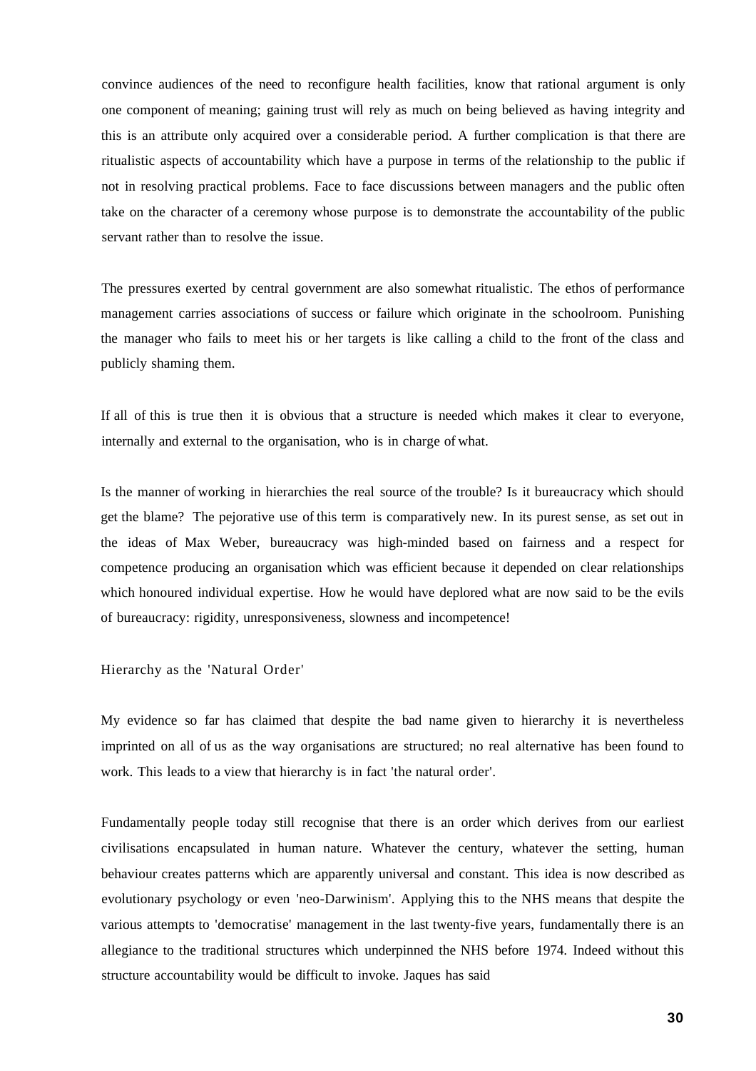convince audiences of the need to reconfigure health facilities, know that rational argument is only one component of meaning; gaining trust will rely as much on being believed as having integrity and this is an attribute only acquired over a considerable period. A further complication is that there are ritualistic aspects of accountability which have a purpose in terms of the relationship to the public if not in resolving practical problems. Face to face discussions between managers and the public often take on the character of a ceremony whose purpose is to demonstrate the accountability of the public servant rather than to resolve the issue.

The pressures exerted by central government are also somewhat ritualistic. The ethos of performance management carries associations of success or failure which originate in the schoolroom. Punishing the manager who fails to meet his or her targets is like calling a child to the front of the class and publicly shaming them.

If all of this is true then it is obvious that a structure is needed which makes it clear to everyone, internally and external to the organisation, who is in charge of what.

Is the manner of working in hierarchies the real source of the trouble? Is it bureaucracy which should get the blame? The pejorative use of this term is comparatively new. In its purest sense, as set out in the ideas of Max Weber, bureaucracy was high-minded based on fairness and a respect for competence producing an organisation which was efficient because it depended on clear relationships which honoured individual expertise. How he would have deplored what are now said to be the evils of bureaucracy: rigidity, unresponsiveness, slowness and incompetence!

## Hierarchy as the 'Natural Order'

My evidence so far has claimed that despite the bad name given to hierarchy it is nevertheless imprinted on all of us as the way organisations are structured; no real alternative has been found to work. This leads to a view that hierarchy is in fact 'the natural order'.

Fundamentally people today still recognise that there is an order which derives from our earliest civilisations encapsulated in human nature. Whatever the century, whatever the setting, human behaviour creates patterns which are apparently universal and constant. This idea is now described as evolutionary psychology or even 'neo-Darwinism'. Applying this to the NHS means that despite the various attempts to 'democratise' management in the last twenty-five years, fundamentally there is an allegiance to the traditional structures which underpinned the NHS before 1974. Indeed without this structure accountability would be difficult to invoke. Jaques has said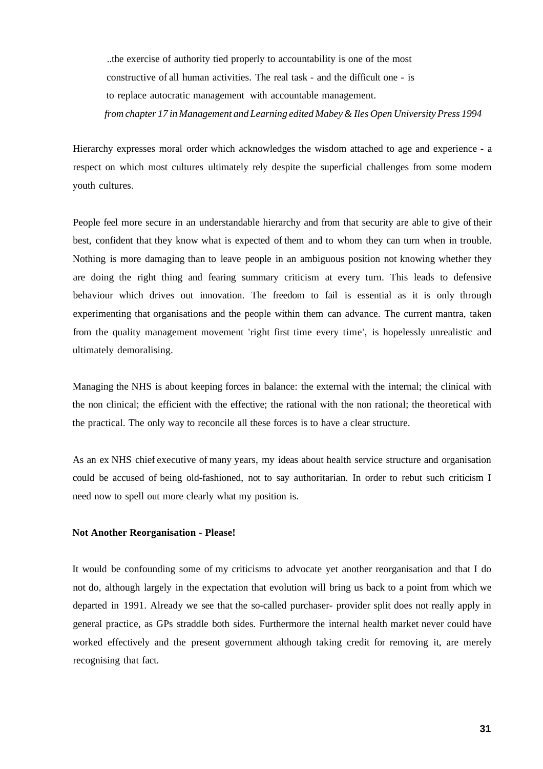> ..the exercise of authority tied properly to accountability is one of the most constructive of all human activities. The real task - and the difficult one - is to replace autocratic management with accountable management.
>
> *from chapter 17 in Management and Learning edited Mabey & Iles Open University Press 1994*

Hierarchy expresses moral order which acknowledges the wisdom attached to age and experience - a respect on which most cultures ultimately rely despite the superficial challenges from some modern youth cultures.

People feel more secure in an understandable hierarchy and from that security are able to give of their best, confident that they know what is expected of them and to whom they can turn when in trouble. Nothing is more damaging than to leave people in an ambiguous position not knowing whether they are doing the right thing and fearing summary criticism at every turn. This leads to defensive behaviour which drives out innovation. The freedom to fail is essential as it is only through experimenting that organisations and the people within them can advance. The current mantra, taken from the quality management movement 'right first time every time', is hopelessly unrealistic and ultimately demoralising.

Managing the NHS is about keeping forces in balance: the external with the internal; the clinical with the non clinical; the efficient with the effective; the rational with the non rational; the theoretical with the practical. The only way to reconcile all these forces is to have a clear structure.

As an ex NHS chief executive of many years, my ideas about health service structure and organisation could be accused of being old-fashioned, not to say authoritarian. In order to rebut such criticism I need now to spell out more clearly what my position is.

**Not Another Reorganisation - Please!**

It would be confounding some of my criticisms to advocate yet another reorganisation and that I do not do, although largely in the expectation that evolution will bring us back to a point from which we departed in 1991. Already we see that the so-called purchaser- provider split does not really apply in general practice, as GPs straddle both sides. Furthermore the internal health market never could have worked effectively and the present government although taking credit for removing it, are merely recognising that fact.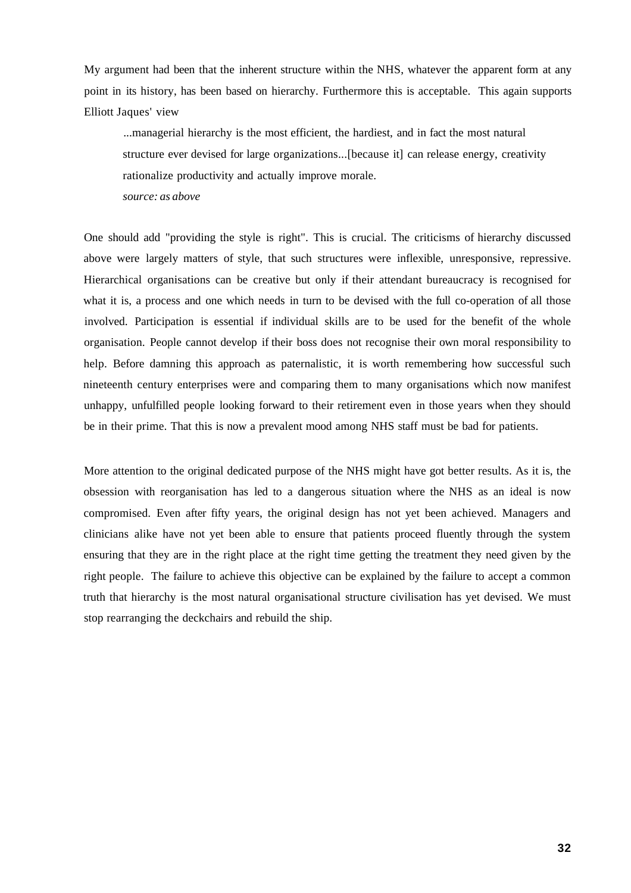My argument had been that the inherent structure within the NHS, whatever the apparent form at any point in its history, has been based on hierarchy. Furthermore this is acceptable. This again supports Elliott Jaques' view

> ...managerial hierarchy is the most efficient, the hardiest, and in fact the most natural structure ever devised for large organizations...[because it] can release energy, creativity rationalize productivity and actually improve morale.
>
> *source: as above*

One should add "providing the style is right". This is crucial. The criticisms of hierarchy discussed above were largely matters of style, that such structures were inflexible, unresponsive, repressive. Hierarchical organisations can be creative but only if their attendant bureaucracy is recognised for what it is, a process and one which needs in turn to be devised with the full co-operation of all those involved. Participation is essential if individual skills are to be used for the benefit of the whole organisation. People cannot develop if their boss does not recognise their own moral responsibility to help. Before damning this approach as paternalistic, it is worth remembering how successful such nineteenth century enterprises were and comparing them to many organisations which now manifest unhappy, unfulfilled people looking forward to their retirement even in those years when they should be in their prime. That this is now a prevalent mood among NHS staff must be bad for patients.

More attention to the original dedicated purpose of the NHS might have got better results. As it is, the obsession with reorganisation has led to a dangerous situation where the NHS as an ideal is now compromised. Even after fifty years, the original design has not yet been achieved. Managers and clinicians alike have not yet been able to ensure that patients proceed fluently through the system ensuring that they are in the right place at the right time getting the treatment they need given by the right people. The failure to achieve this objective can be explained by the failure to accept a common truth that hierarchy is the most natural organisational structure civilisation has yet devised. We must stop rearranging the deckchairs and rebuild the ship.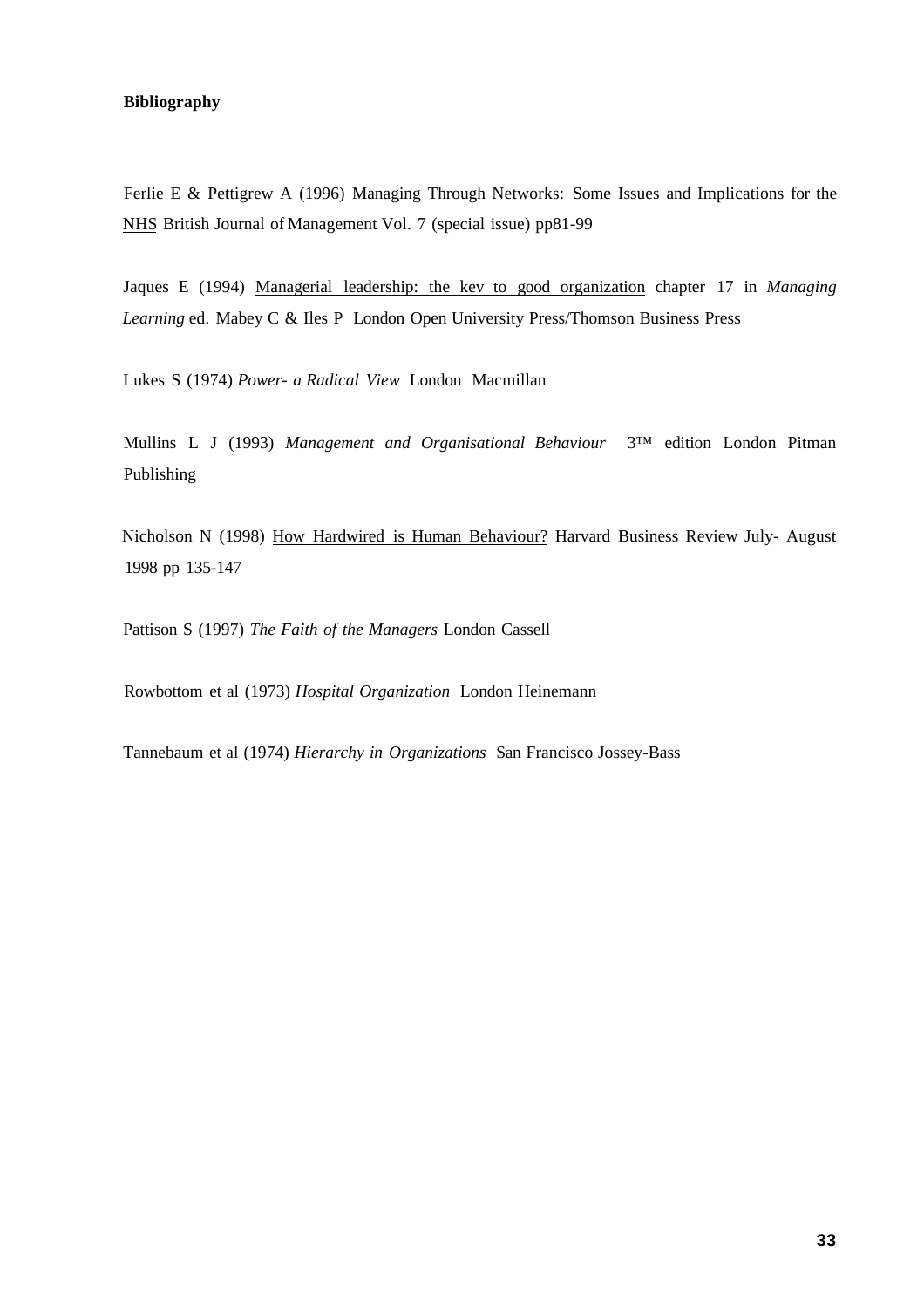**Bibliography**

Ferlie E & Pettigrew A (1996) Managing Through Networks: Some Issues and Implications for the NHS British Journal of Management Vol. 7 (special issue) pp81-99

Jaques E (1994) Managerial leadership: the kev to good organization chapter 17 in *Managing Learning* ed. Mabey C & Iles P London Open University Press/Thomson Business Press

Lukes S (1974) *Power- a Radical View* London Macmillan

Mullins L J (1993) *Management and Organisational Behaviour* 3™ edition London Pitman Publishing

Nicholson N (1998) How Hardwired is Human Behaviour? Harvard Business Review July- August 1998 pp 135-147

Pattison S (1997) *The Faith of the Managers* London Cassell

Rowbottom et al (1973) *Hospital Organization* London Heinemann

Tannebaum et al (1974) *Hierarchy in Organizations* San Francisco Jossey-Bass